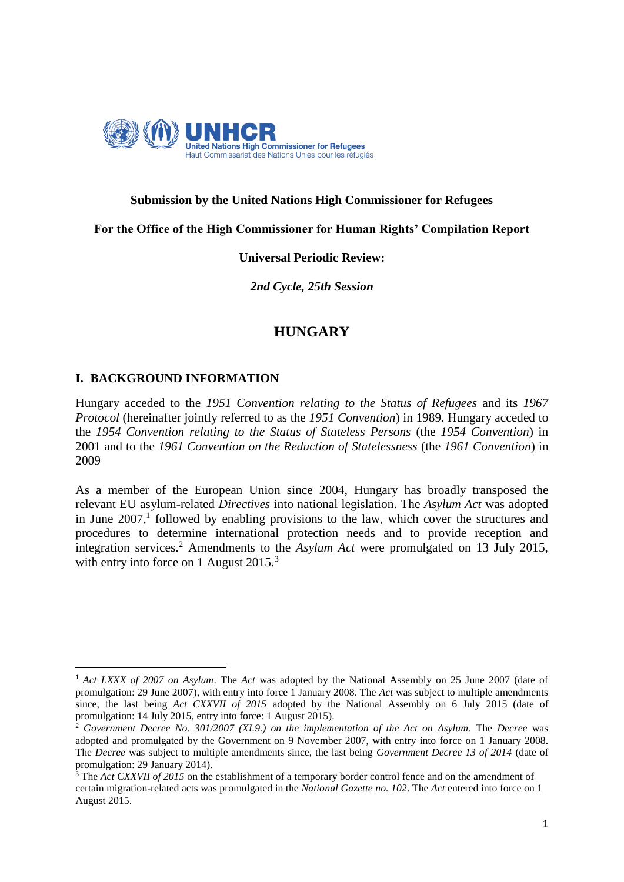**Submission by the United Nations High Commissioner for Refugees**

**For the Office of the High Commissioner for Human Rights' Compilation Report**

**Universal Periodic Review:**

***2nd Cycle, 25th Session***

# HUNGARY

## I. BACKGROUND INFORMATION

Hungary acceded to the *1951 Convention relating to the Status of Refugees* and its *1967 Protocol* (hereinafter jointly referred to as the *1951 Convention*) in 1989. Hungary acceded to the *1954 Convention relating to the Status of Stateless Persons* (the *1954 Convention*) in 2001 and to the *1961 Convention on the Reduction of Statelessness* (the *1961 Convention*) in 2009

As a member of the European Union since 2004, Hungary has broadly transposed the relevant EU asylum-related *Directives* into national legislation. The *Asylum Act* was adopted in June 2007,[1] followed by enabling provisions to the law, which cover the structures and procedures to determine international protection needs and to provide reception and integration services.[2] Amendments to the *Asylum Act* were promulgated on 13 July 2015, with entry into force on 1 August 2015.[3]

---

[1] *Act LXXX of 2007 on Asylum*. The *Act* was adopted by the National Assembly on 25 June 2007 (date of promulgation: 29 June 2007), with entry into force 1 January 2008. The *Act* was subject to multiple amendments since, the last being *Act CXXVII of 2015* adopted by the National Assembly on 6 July 2015 (date of promulgation: 14 July 2015, entry into force: 1 August 2015).

[2] *Government Decree No. 301/2007 (XI.9.) on the implementation of the Act on Asylum*. The *Decree* was adopted and promulgated by the Government on 9 November 2007, with entry into force on 1 January 2008. The *Decree* was subject to multiple amendments since, the last being *Government Decree 13 of 2014* (date of promulgation: 29 January 2014).

[3] The *Act CXXVII of 2015* on the establishment of a temporary border control fence and on the amendment of certain migration-related acts was promulgated in the *National Gazette no. 102*. The *Act* entered into force on 1 August 2015.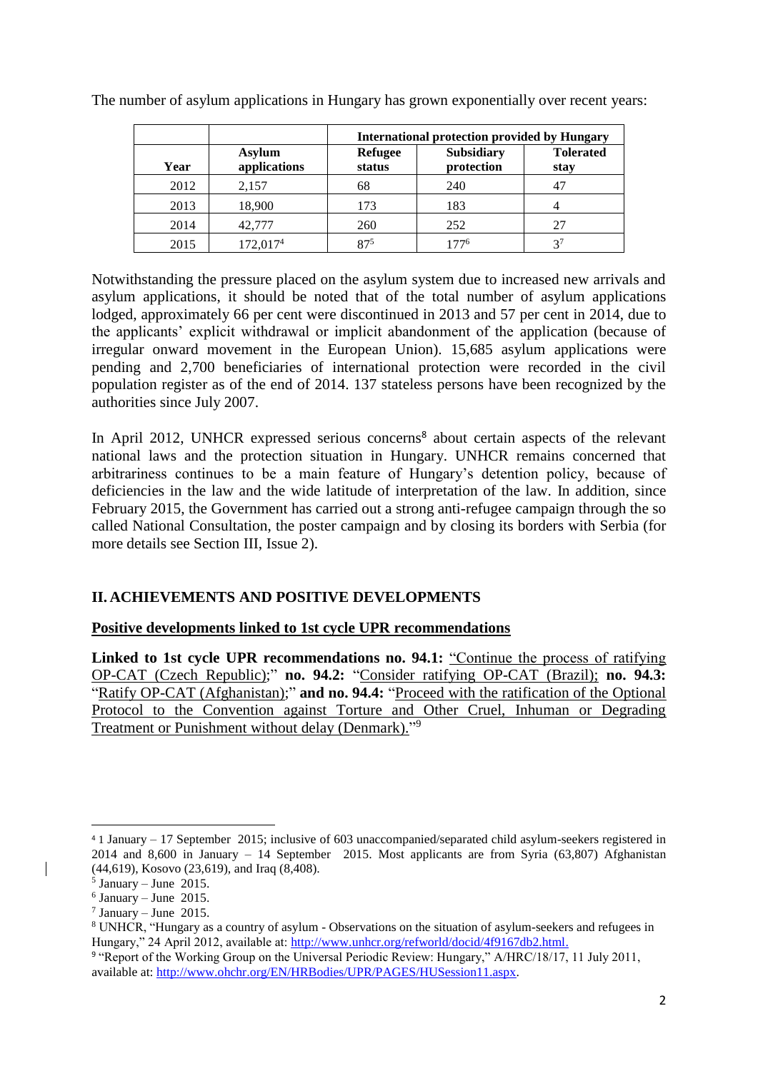The number of asylum applications in Hungary has grown exponentially over recent years:

| | | International protection provided by Hungary | | |
|---|---|---|---|---|
| **Year** | **Asylum applications** | **Refugee status** | **Subsidiary protection** | **Tolerated stay** |
| 2012 | 2,157 | 68 | 240 | 47 |
| 2013 | 18,900 | 173 | 183 | 4 |
| 2014 | 42,777 | 260 | 252 | 27 |
| 2015 | 172,017[4] | 87[5] | 177[6] | 3[7] |

Notwithstanding the pressure placed on the asylum system due to increased new arrivals and asylum applications, it should be noted that of the total number of asylum applications lodged, approximately 66 per cent were discontinued in 2013 and 57 per cent in 2014, due to the applicants' explicit withdrawal or implicit abandonment of the application (because of irregular onward movement in the European Union). 15,685 asylum applications were pending and 2,700 beneficiaries of international protection were recorded in the civil population register as of the end of 2014. 137 stateless persons have been recognized by the authorities since July 2007.

In April 2012, UNHCR expressed serious concerns[8] about certain aspects of the relevant national laws and the protection situation in Hungary. UNHCR remains concerned that arbitrariness continues to be a main feature of Hungary's detention policy, because of deficiencies in the law and the wide latitude of interpretation of the law. In addition, since February 2015, the Government has carried out a strong anti-refugee campaign through the so called National Consultation, the poster campaign and by closing its borders with Serbia (for more details see Section III, Issue 2).

## II. ACHIEVEMENTS AND POSITIVE DEVELOPMENTS

### Positive developments linked to 1st cycle UPR recommendations

**Linked to 1st cycle UPR recommendations no. 94.1:** "Continue the process of ratifying OP-CAT (Czech Republic);" **no. 94.2:** "Consider ratifying OP-CAT (Brazil); **no. 94.3:** "Ratify OP-CAT (Afghanistan);" **and no. 94.4:** "Proceed with the ratification of the Optional Protocol to the Convention against Torture and Other Cruel, Inhuman or Degrading Treatment or Punishment without delay (Denmark)."[9]

---

[4] 1 January – 17 September 2015; inclusive of 603 unaccompanied/separated child asylum-seekers registered in 2014 and 8,600 in January – 14 September 2015. Most applicants are from Syria (63,807) Afghanistan (44,619), Kosovo (23,619), and Iraq (8,408).

[5] January – June 2015.

[6] January – June 2015.

[7] January – June 2015.

[8] UNHCR, "Hungary as a country of asylum - Observations on the situation of asylum-seekers and refugees in Hungary," 24 April 2012, available at: http://www.unhcr.org/refworld/docid/4f9167db2.html.

[9] "Report of the Working Group on the Universal Periodic Review: Hungary," A/HRC/18/17, 11 July 2011, available at: http://www.ohchr.org/EN/HRBodies/UPR/PAGES/HUSession11.aspx.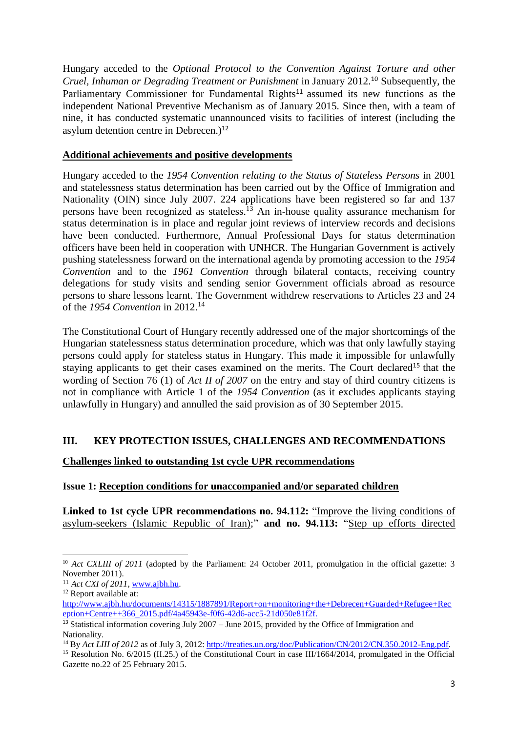Hungary acceded to the *Optional Protocol to the Convention Against Torture and other Cruel, Inhuman or Degrading Treatment or Punishment* in January 2012.[10] Subsequently, the Parliamentary Commissioner for Fundamental Rights[11] assumed its new functions as the independent National Preventive Mechanism as of January 2015. Since then, with a team of nine, it has conducted systematic unannounced visits to facilities of interest (including the asylum detention centre in Debrecen.)[12]

**Additional achievements and positive developments**

Hungary acceded to the *1954 Convention relating to the Status of Stateless Persons* in 2001 and statelessness status determination has been carried out by the Office of Immigration and Nationality (OIN) since July 2007. 224 applications have been registered so far and 137 persons have been recognized as stateless.[13] An in-house quality assurance mechanism for status determination is in place and regular joint reviews of interview records and decisions have been conducted. Furthermore, Annual Professional Days for status determination officers have been held in cooperation with UNHCR. The Hungarian Government is actively pushing statelessness forward on the international agenda by promoting accession to the *1954 Convention* and to the *1961 Convention* through bilateral contacts, receiving country delegations for study visits and sending senior Government officials abroad as resource persons to share lessons learnt. The Government withdrew reservations to Articles 23 and 24 of the *1954 Convention* in 2012.[14]

The Constitutional Court of Hungary recently addressed one of the major shortcomings of the Hungarian statelessness status determination procedure, which was that only lawfully staying persons could apply for stateless status in Hungary. This made it impossible for unlawfully staying applicants to get their cases examined on the merits. The Court declared[15] that the wording of Section 76 (1) of *Act II of 2007* on the entry and stay of third country citizens is not in compliance with Article 1 of the *1954 Convention* (as it excludes applicants staying unlawfully in Hungary) and annulled the said provision as of 30 September 2015.

## III. KEY PROTECTION ISSUES, CHALLENGES AND RECOMMENDATIONS

**Challenges linked to outstanding 1st cycle UPR recommendations**

**Issue 1: Reception conditions for unaccompanied and/or separated children**

**Linked to 1st cycle UPR recommendations no. 94.112:** "Improve the living conditions of asylum-seekers (Islamic Republic of Iran);" **and no. 94.113:** "Step up efforts directed

---

[10] *Act CXLIII of 2011* (adopted by the Parliament: 24 October 2011, promulgation in the official gazette: 3 November 2011).

[11] *Act CXI of 2011*, www.ajbh.hu.

[12] Report available at: http://www.ajbh.hu/documents/14315/1887891/Report+on+monitoring+the+Debrecen+Guarded+Refugee+Reception+Centre++366_2015.pdf/4a45943e-f0f6-42d6-acc5-21d050e81f2f.

[13] Statistical information covering July 2007 – June 2015, provided by the Office of Immigration and Nationality.

[14] By *Act LIII of 2012* as of July 3, 2012: http://treaties.un.org/doc/Publication/CN/2012/CN.350.2012-Eng.pdf.

[15] Resolution No. 6/2015 (II.25.) of the Constitutional Court in case III/1664/2014, promulgated in the Official Gazette no.22 of 25 February 2015.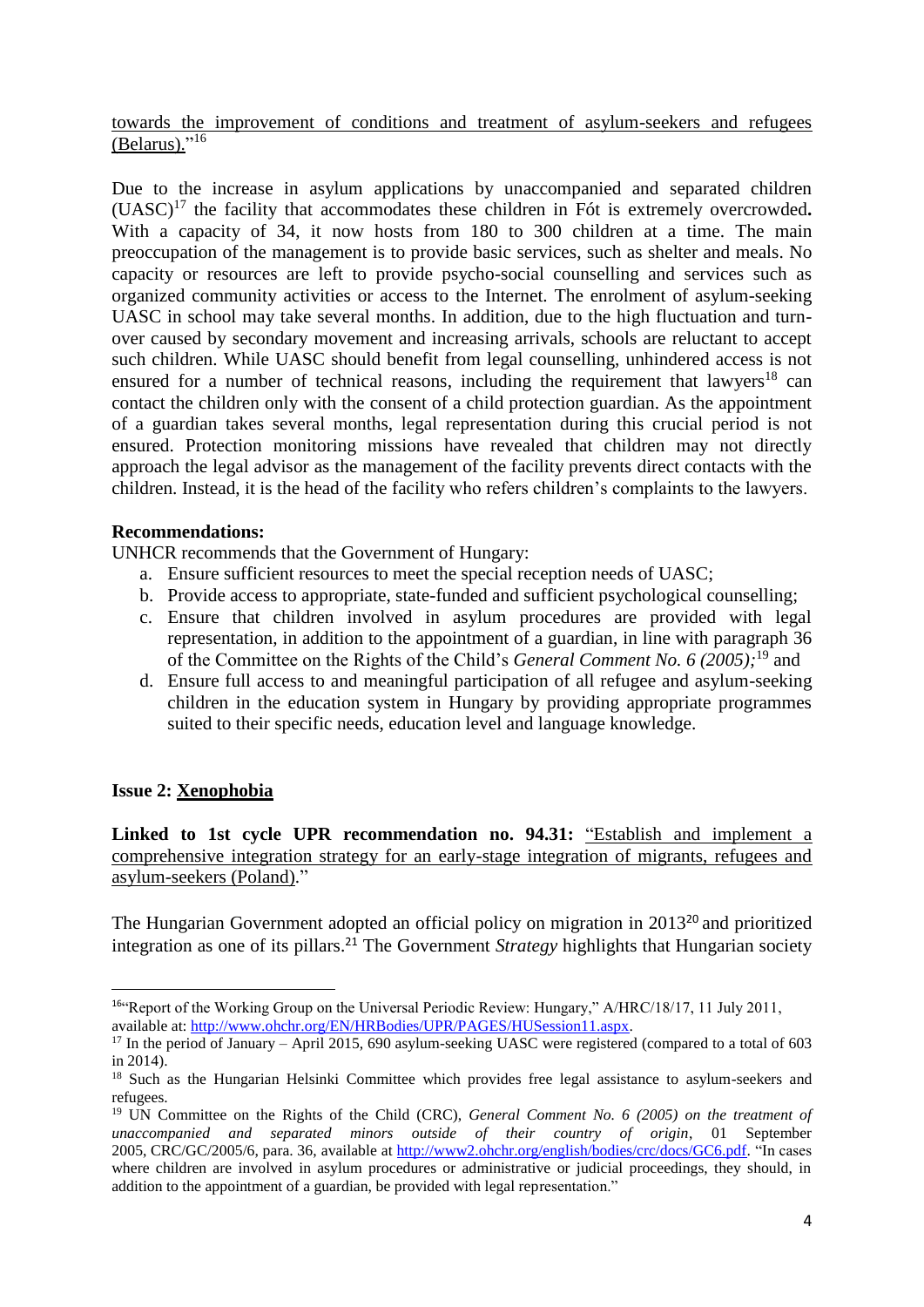towards the improvement of conditions and treatment of asylum-seekers and refugees (Belarus)."[16]

Due to the increase in asylum applications by unaccompanied and separated children (UASC)[17] the facility that accommodates these children in Fót is extremely overcrowded**.** With a capacity of 34, it now hosts from 180 to 300 children at a time. The main preoccupation of the management is to provide basic services, such as shelter and meals. No capacity or resources are left to provide psycho-social counselling and services such as organized community activities or access to the Internet. The enrolment of asylum-seeking UASC in school may take several months. In addition, due to the high fluctuation and turn-over caused by secondary movement and increasing arrivals, schools are reluctant to accept such children. While UASC should benefit from legal counselling, unhindered access is not ensured for a number of technical reasons, including the requirement that lawyers[18] can contact the children only with the consent of a child protection guardian. As the appointment of a guardian takes several months, legal representation during this crucial period is not ensured. Protection monitoring missions have revealed that children may not directly approach the legal advisor as the management of the facility prevents direct contacts with the children. Instead, it is the head of the facility who refers children's complaints to the lawyers.

**Recommendations:**

UNHCR recommends that the Government of Hungary:

a. Ensure sufficient resources to meet the special reception needs of UASC;
b. Provide access to appropriate, state-funded and sufficient psychological counselling;
c. Ensure that children involved in asylum procedures are provided with legal representation, in addition to the appointment of a guardian, in line with paragraph 36 of the Committee on the Rights of the Child's *General Comment No. 6 (2005);*[19] and
d. Ensure full access to and meaningful participation of all refugee and asylum-seeking children in the education system in Hungary by providing appropriate programmes suited to their specific needs, education level and language knowledge.

### Issue 2: Xenophobia

**Linked to 1st cycle UPR recommendation no. 94.31:** "Establish and implement a comprehensive integration strategy for an early-stage integration of migrants, refugees and asylum-seekers (Poland)."

The Hungarian Government adopted an official policy on migration in 2013[20] and prioritized integration as one of its pillars.[21] The Government *Strategy* highlights that Hungarian society

---

[16] "Report of the Working Group on the Universal Periodic Review: Hungary," A/HRC/18/17, 11 July 2011, available at: http://www.ohchr.org/EN/HRBodies/UPR/PAGES/HUSession11.aspx.

[17] In the period of January – April 2015, 690 asylum-seeking UASC were registered (compared to a total of 603 in 2014).

[18] Such as the Hungarian Helsinki Committee which provides free legal assistance to asylum-seekers and refugees.

[19] UN Committee on the Rights of the Child (CRC), *General Comment No. 6 (2005) on the treatment of unaccompanied and separated minors outside of their country of origin*, 01 September 2005, CRC/GC/2005/6, para. 36, available at http://www2.ohchr.org/english/bodies/crc/docs/GC6.pdf. "In cases where children are involved in asylum procedures or administrative or judicial proceedings, they should, in addition to the appointment of a guardian, be provided with legal representation."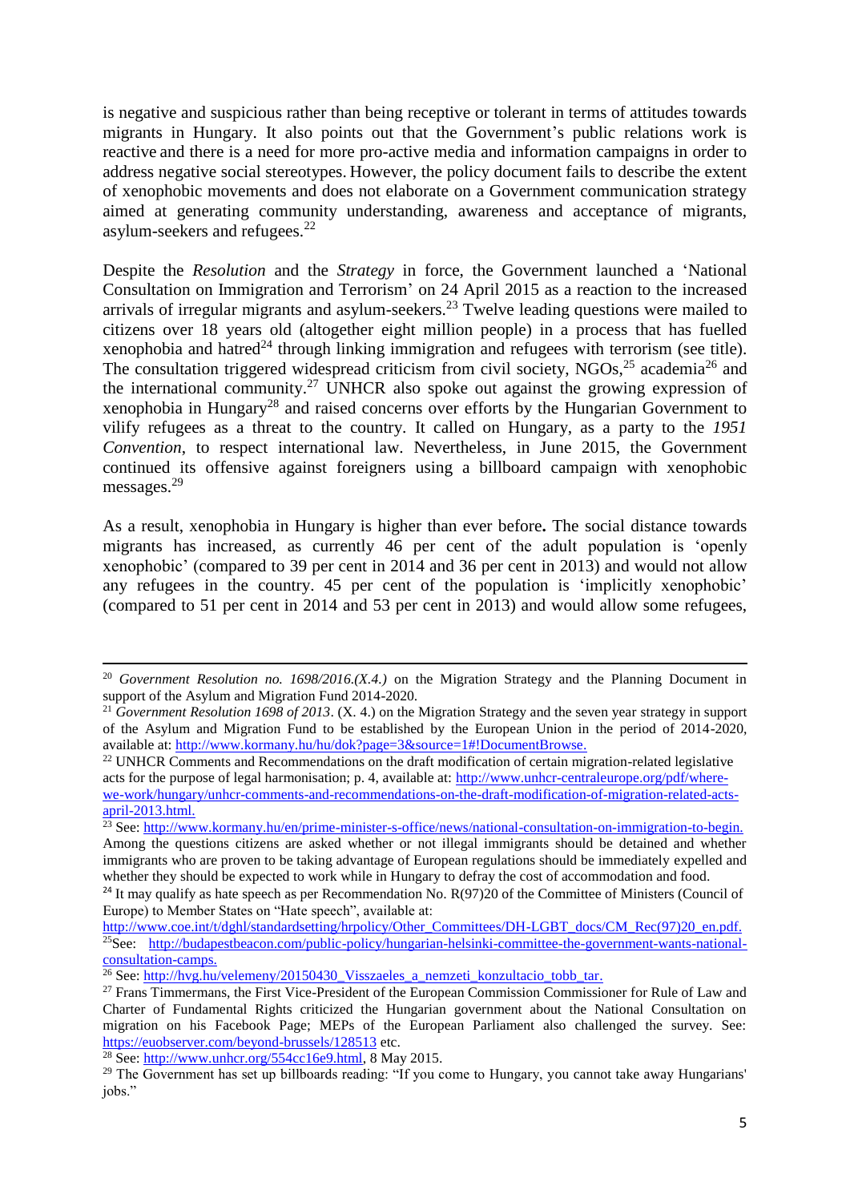is negative and suspicious rather than being receptive or tolerant in terms of attitudes towards migrants in Hungary. It also points out that the Government's public relations work is reactive and there is a need for more pro-active media and information campaigns in order to address negative social stereotypes. However, the policy document fails to describe the extent of xenophobic movements and does not elaborate on a Government communication strategy aimed at generating community understanding, awareness and acceptance of migrants, asylum-seekers and refugees.[22]

Despite the *Resolution* and the *Strategy* in force, the Government launched a 'National Consultation on Immigration and Terrorism' on 24 April 2015 as a reaction to the increased arrivals of irregular migrants and asylum-seekers.[23] Twelve leading questions were mailed to citizens over 18 years old (altogether eight million people) in a process that has fuelled xenophobia and hatred[24] through linking immigration and refugees with terrorism (see title). The consultation triggered widespread criticism from civil society, NGOs,[25] academia[26] and the international community.[27] UNHCR also spoke out against the growing expression of xenophobia in Hungary[28] and raised concerns over efforts by the Hungarian Government to vilify refugees as a threat to the country. It called on Hungary, as a party to the *1951 Convention*, to respect international law. Nevertheless, in June 2015, the Government continued its offensive against foreigners using a billboard campaign with xenophobic messages.[29]

As a result, xenophobia in Hungary is higher than ever before**.** The social distance towards migrants has increased, as currently 46 per cent of the adult population is 'openly xenophobic' (compared to 39 per cent in 2014 and 36 per cent in 2013) and would not allow any refugees in the country. 45 per cent of the population is 'implicitly xenophobic' (compared to 51 per cent in 2014 and 53 per cent in 2013) and would allow some refugees,

---

[20] *Government Resolution no. 1698/2016.(X.4.)* on the Migration Strategy and the Planning Document in support of the Asylum and Migration Fund 2014-2020.

[21] *Government Resolution 1698 of 2013*. (X. 4.) on the Migration Strategy and the seven year strategy in support of the Asylum and Migration Fund to be established by the European Union in the period of 2014-2020, available at: http://www.kormany.hu/hu/dok?page=3&source=1#!DocumentBrowse.

[22] UNHCR Comments and Recommendations on the draft modification of certain migration-related legislative acts for the purpose of legal harmonisation; p. 4, available at: http://www.unhcr-centraleurope.org/pdf/where-we-work/hungary/unhcr-comments-and-recommendations-on-the-draft-modification-of-migration-related-acts-april-2013.html.

[23] See: http://www.kormany.hu/en/prime-minister-s-office/news/national-consultation-on-immigration-to-begin. Among the questions citizens are asked whether or not illegal immigrants should be detained and whether immigrants who are proven to be taking advantage of European regulations should be immediately expelled and whether they should be expected to work while in Hungary to defray the cost of accommodation and food.

[24] It may qualify as hate speech as per Recommendation No. R(97)20 of the Committee of Ministers (Council of Europe) to Member States on "Hate speech", available at: http://www.coe.int/t/dghl/standardsetting/hrpolicy/Other_Committees/DH-LGBT_docs/CM_Rec(97)20_en.pdf.

[25] See: http://budapestbeacon.com/public-policy/hungarian-helsinki-committee-the-government-wants-national-consultation-camps.

[26] See: http://hvg.hu/velemeny/20150430_Visszaeles_a_nemzeti_konzultacio_tobb_tar.

[27] Frans Timmermans, the First Vice-President of the European Commission Commissioner for Rule of Law and Charter of Fundamental Rights criticized the Hungarian government about the National Consultation on migration on his Facebook Page; MEPs of the European Parliament also challenged the survey. See: https://euobserver.com/beyond-brussels/128513 etc.

[28] See: http://www.unhcr.org/554cc16e9.html, 8 May 2015.

[29] The Government has set up billboards reading: "If you come to Hungary, you cannot take away Hungarians' jobs."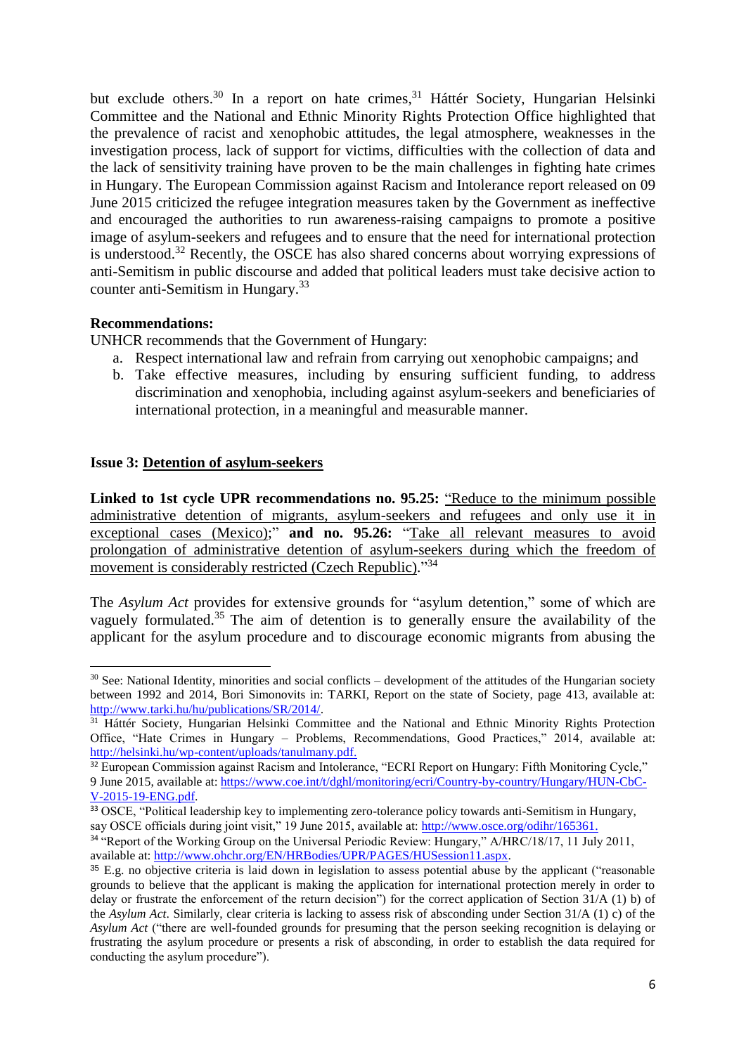but exclude others.[30] In a report on hate crimes,[31] Háttér Society, Hungarian Helsinki Committee and the National and Ethnic Minority Rights Protection Office highlighted that the prevalence of racist and xenophobic attitudes, the legal atmosphere, weaknesses in the investigation process, lack of support for victims, difficulties with the collection of data and the lack of sensitivity training have proven to be the main challenges in fighting hate crimes in Hungary. The European Commission against Racism and Intolerance report released on 09 June 2015 criticized the refugee integration measures taken by the Government as ineffective and encouraged the authorities to run awareness-raising campaigns to promote a positive image of asylum-seekers and refugees and to ensure that the need for international protection is understood.[32] Recently, the OSCE has also shared concerns about worrying expressions of anti-Semitism in public discourse and added that political leaders must take decisive action to counter anti-Semitism in Hungary.[33]

**Recommendations:**

UNHCR recommends that the Government of Hungary:

a. Respect international law and refrain from carrying out xenophobic campaigns; and
b. Take effective measures, including by ensuring sufficient funding, to address discrimination and xenophobia, including against asylum-seekers and beneficiaries of international protection, in a meaningful and measurable manner.

**Issue 3: Detention of asylum-seekers**

**Linked to 1st cycle UPR recommendations no. 95.25:** "Reduce to the minimum possible administrative detention of migrants, asylum-seekers and refugees and only use it in exceptional cases (Mexico);" **and no. 95.26:** "Take all relevant measures to avoid prolongation of administrative detention of asylum-seekers during which the freedom of movement is considerably restricted (Czech Republic)."[34]

The *Asylum Act* provides for extensive grounds for "asylum detention," some of which are vaguely formulated.[35] The aim of detention is to generally ensure the availability of the applicant for the asylum procedure and to discourage economic migrants from abusing the

---

[30] See: National Identity, minorities and social conflicts – development of the attitudes of the Hungarian society between 1992 and 2014, Bori Simonovits in: TARKI, Report on the state of Society, page 413, available at: http://www.tarki.hu/hu/publications/SR/2014/.

[31] Háttér Society, Hungarian Helsinki Committee and the National and Ethnic Minority Rights Protection Office, "Hate Crimes in Hungary – Problems, Recommendations, Good Practices," 2014, available at: http://helsinki.hu/wp-content/uploads/tanulmany.pdf.

[32] European Commission against Racism and Intolerance, "ECRI Report on Hungary: Fifth Monitoring Cycle," 9 June 2015, available at: https://www.coe.int/t/dghl/monitoring/ecri/Country-by-country/Hungary/HUN-CbC-V-2015-19-ENG.pdf.

[33] OSCE, "Political leadership key to implementing zero-tolerance policy towards anti-Semitism in Hungary, say OSCE officials during joint visit," 19 June 2015, available at: http://www.osce.org/odihr/165361.

[34] "Report of the Working Group on the Universal Periodic Review: Hungary," A/HRC/18/17, 11 July 2011, available at: http://www.ohchr.org/EN/HRBodies/UPR/PAGES/HUSession11.aspx.

[35] E.g. no objective criteria is laid down in legislation to assess potential abuse by the applicant ("reasonable grounds to believe that the applicant is making the application for international protection merely in order to delay or frustrate the enforcement of the return decision") for the correct application of Section 31/A (1) b) of the *Asylum Act*. Similarly, clear criteria is lacking to assess risk of absconding under Section 31/A (1) c) of the *Asylum Act* ("there are well-founded grounds for presuming that the person seeking recognition is delaying or frustrating the asylum procedure or presents a risk of absconding, in order to establish the data required for conducting the asylum procedure").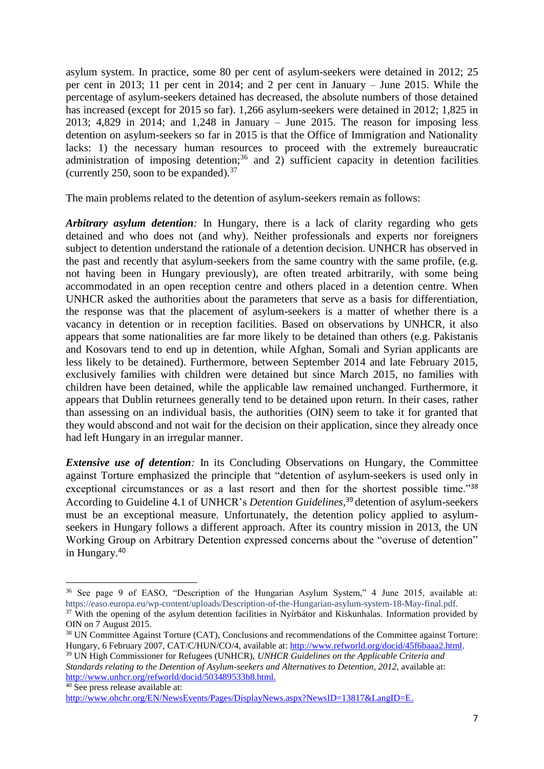asylum system. In practice, some 80 per cent of asylum-seekers were detained in 2012; 25 per cent in 2013; 11 per cent in 2014; and 2 per cent in January – June 2015. While the percentage of asylum-seekers detained has decreased, the absolute numbers of those detained has increased (except for 2015 so far). 1,266 asylum-seekers were detained in 2012; 1,825 in 2013; 4,829 in 2014; and 1,248 in January – June 2015. The reason for imposing less detention on asylum-seekers so far in 2015 is that the Office of Immigration and Nationality lacks: 1) the necessary human resources to proceed with the extremely bureaucratic administration of imposing detention;[36] and 2) sufficient capacity in detention facilities (currently 250, soon to be expanded).[37]

The main problems related to the detention of asylum-seekers remain as follows:

***Arbitrary asylum detention****:* In Hungary, there is a lack of clarity regarding who gets detained and who does not (and why). Neither professionals and experts nor foreigners subject to detention understand the rationale of a detention decision. UNHCR has observed in the past and recently that asylum-seekers from the same country with the same profile, (e.g. not having been in Hungary previously), are often treated arbitrarily, with some being accommodated in an open reception centre and others placed in a detention centre. When UNHCR asked the authorities about the parameters that serve as a basis for differentiation, the response was that the placement of asylum-seekers is a matter of whether there is a vacancy in detention or in reception facilities. Based on observations by UNHCR, it also appears that some nationalities are far more likely to be detained than others (e.g. Pakistanis and Kosovars tend to end up in detention, while Afghan, Somali and Syrian applicants are less likely to be detained). Furthermore, between September 2014 and late February 2015, exclusively families with children were detained but since March 2015, no families with children have been detained, while the applicable law remained unchanged. Furthermore, it appears that Dublin returnees generally tend to be detained upon return. In their cases, rather than assessing on an individual basis, the authorities (OIN) seem to take it for granted that they would abscond and not wait for the decision on their application, since they already once had left Hungary in an irregular manner.

***Extensive use of detention****:* In its Concluding Observations on Hungary, the Committee against Torture emphasized the principle that "detention of asylum-seekers is used only in exceptional circumstances or as a last resort and then for the shortest possible time."[38] According to Guideline 4.1 of UNHCR's *Detention Guidelines*,[39] detention of asylum-seekers must be an exceptional measure. Unfortunately, the detention policy applied to asylum-seekers in Hungary follows a different approach. After its country mission in 2013, the UN Working Group on Arbitrary Detention expressed concerns about the "overuse of detention" in Hungary.[40]

---

[36] See page 9 of EASO, "Description of the Hungarian Asylum System," 4 June 2015, available at: https://easo.europa.eu/wp-content/uploads/Description-of-the-Hungarian-asylum-system-18-May-final.pdf.

[37] With the opening of the asylum detention facilities in Nyírbátor and Kiskunhalas. Information provided by OIN on 7 August 2015.

[38] UN Committee Against Torture (CAT), Conclusions and recommendations of the Committee against Torture: Hungary, 6 February 2007, CAT/C/HUN/CO/4, available at: http://www.refworld.org/docid/45f6baaa2.html.

[39] UN High Commissioner for Refugees (UNHCR), *UNHCR Guidelines on the Applicable Criteria and Standards relating to the Detention of Asylum-seekers and Alternatives to Detention, 2012,* available at: http://www.unhcr.org/refworld/docid/503489533b8.html.

[40] See press release available at: http://www.ohchr.org/EN/NewsEvents/Pages/DisplayNews.aspx?NewsID=13817&LangID=E.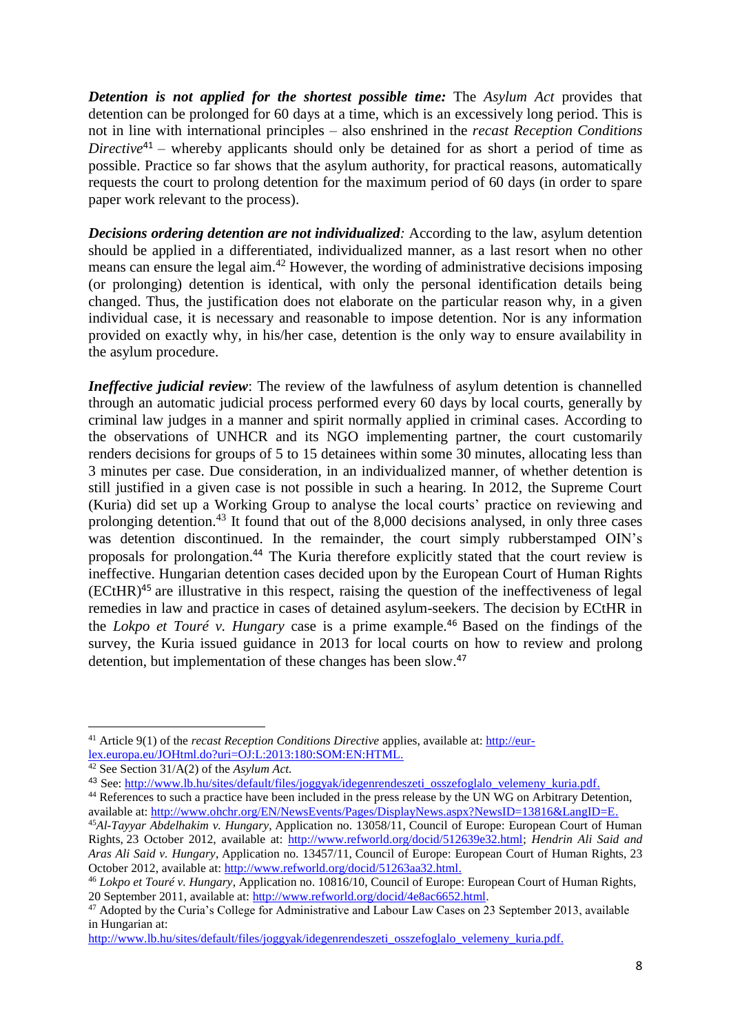***Detention is not applied for the shortest possible time:*** The *Asylum Act* provides that detention can be prolonged for 60 days at a time, which is an excessively long period. This is not in line with international principles – also enshrined in the *recast Reception Conditions Directive*[41] – whereby applicants should only be detained for as short a period of time as possible. Practice so far shows that the asylum authority, for practical reasons, automatically requests the court to prolong detention for the maximum period of 60 days (in order to spare paper work relevant to the process).

***Decisions ordering detention are not individualized:*** According to the law, asylum detention should be applied in a differentiated, individualized manner, as a last resort when no other means can ensure the legal aim.[42] However, the wording of administrative decisions imposing (or prolonging) detention is identical, with only the personal identification details being changed. Thus, the justification does not elaborate on the particular reason why, in a given individual case, it is necessary and reasonable to impose detention. Nor is any information provided on exactly why, in his/her case, detention is the only way to ensure availability in the asylum procedure.

***Ineffective judicial review***: The review of the lawfulness of asylum detention is channelled through an automatic judicial process performed every 60 days by local courts, generally by criminal law judges in a manner and spirit normally applied in criminal cases. According to the observations of UNHCR and its NGO implementing partner, the court customarily renders decisions for groups of 5 to 15 detainees within some 30 minutes, allocating less than 3 minutes per case. Due consideration, in an individualized manner, of whether detention is still justified in a given case is not possible in such a hearing. In 2012, the Supreme Court (Kuria) did set up a Working Group to analyse the local courts' practice on reviewing and prolonging detention.[43] It found that out of the 8,000 decisions analysed, in only three cases was detention discontinued. In the remainder, the court simply rubberstamped OIN's proposals for prolongation.[44] The Kuria therefore explicitly stated that the court review is ineffective. Hungarian detention cases decided upon by the European Court of Human Rights (ECtHR)[45] are illustrative in this respect, raising the question of the ineffectiveness of legal remedies in law and practice in cases of detained asylum-seekers. The decision by ECtHR in the *Lokpo et Touré v. Hungary* case is a prime example.[46] Based on the findings of the survey, the Kuria issued guidance in 2013 for local courts on how to review and prolong detention, but implementation of these changes has been slow.[47]

---

[41] Article 9(1) of the *recast Reception Conditions Directive* applies, available at: http://eur-lex.europa.eu/JOHtml.do?uri=OJ:L:2013:180:SOM:EN:HTML.

[42] See Section 31/A(2) of the *Asylum Act.*

[43] See: http://www.lb.hu/sites/default/files/joggyak/idegenrendeszeti_osszefoglalo_velemeny_kuria.pdf.

[44] References to such a practice have been included in the press release by the UN WG on Arbitrary Detention, available at: http://www.ohchr.org/EN/NewsEvents/Pages/DisplayNews.aspx?NewsID=13816&LangID=E.

[45] *Al-Tayyar Abdelhakim v. Hungary*, Application no. 13058/11, Council of Europe: European Court of Human Rights, 23 October 2012, available at: http://www.refworld.org/docid/512639e32.html; *Hendrin Ali Said and Aras Ali Said v. Hungary*, Application no. 13457/11, Council of Europe: European Court of Human Rights, 23 October 2012, available at: http://www.refworld.org/docid/51263aa32.html.

[46] *Lokpo et Touré v. Hungary*, Application no. 10816/10, Council of Europe: European Court of Human Rights, 20 September 2011, available at: http://www.refworld.org/docid/4e8ac6652.html.

[47] Adopted by the Curia's College for Administrative and Labour Law Cases on 23 September 2013, available in Hungarian at: http://www.lb.hu/sites/default/files/joggyak/idegenrendeszeti_osszefoglalo_velemeny_kuria.pdf.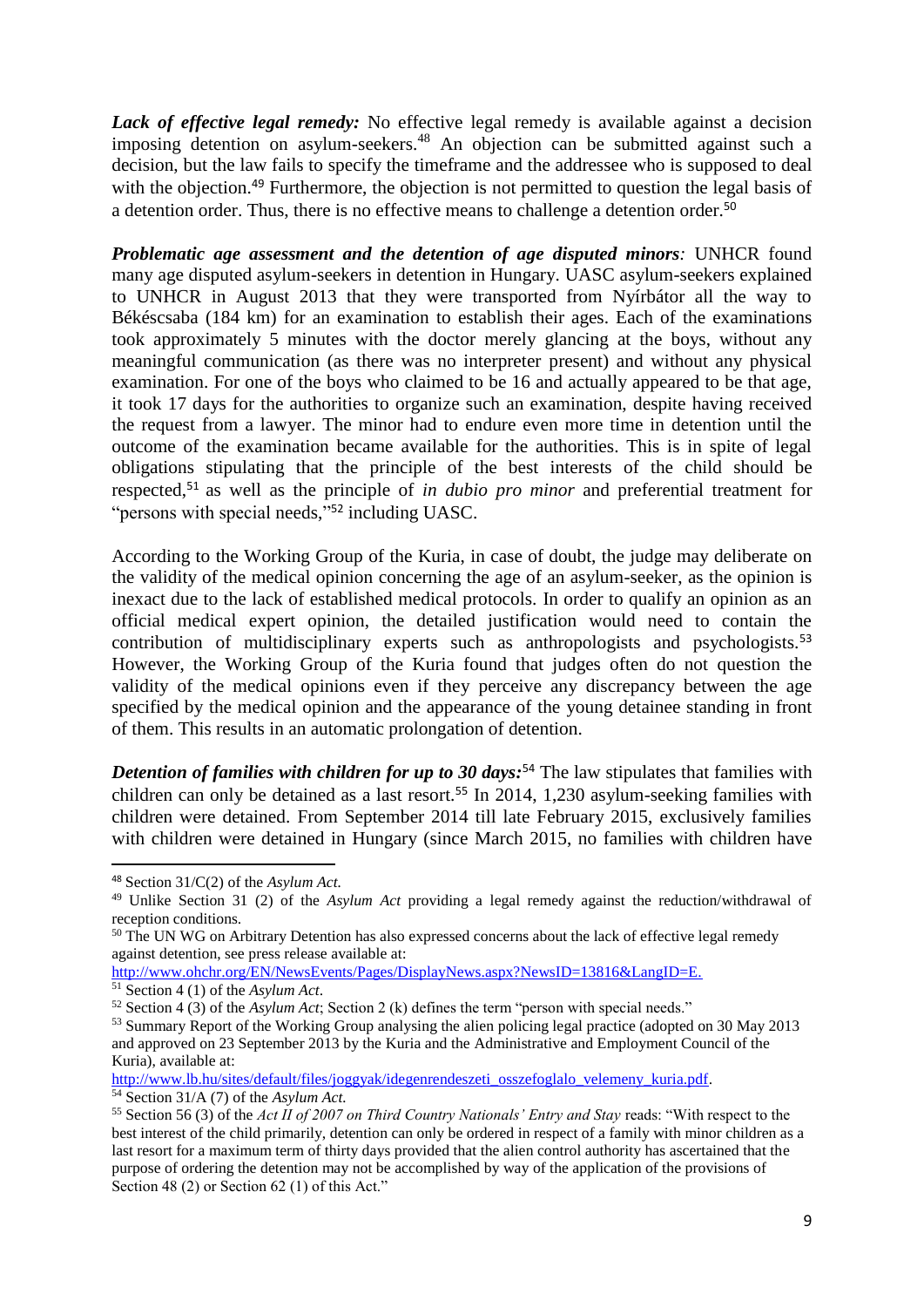***Lack of effective legal remedy:*** No effective legal remedy is available against a decision imposing detention on asylum-seekers.[48] An objection can be submitted against such a decision, but the law fails to specify the timeframe and the addressee who is supposed to deal with the objection.[49] Furthermore, the objection is not permitted to question the legal basis of a detention order. Thus, there is no effective means to challenge a detention order.[50]

***Problematic age assessment and the detention of age disputed minors:*** UNHCR found many age disputed asylum-seekers in detention in Hungary. UASC asylum-seekers explained to UNHCR in August 2013 that they were transported from Nyírbátor all the way to Békéscsaba (184 km) for an examination to establish their ages. Each of the examinations took approximately 5 minutes with the doctor merely glancing at the boys, without any meaningful communication (as there was no interpreter present) and without any physical examination. For one of the boys who claimed to be 16 and actually appeared to be that age, it took 17 days for the authorities to organize such an examination, despite having received the request from a lawyer. The minor had to endure even more time in detention until the outcome of the examination became available for the authorities. This is in spite of legal obligations stipulating that the principle of the best interests of the child should be respected,[51] as well as the principle of *in dubio pro minor* and preferential treatment for "persons with special needs,"[52] including UASC.

According to the Working Group of the Kuria, in case of doubt, the judge may deliberate on the validity of the medical opinion concerning the age of an asylum-seeker, as the opinion is inexact due to the lack of established medical protocols. In order to qualify an opinion as an official medical expert opinion, the detailed justification would need to contain the contribution of multidisciplinary experts such as anthropologists and psychologists.[53] However, the Working Group of the Kuria found that judges often do not question the validity of the medical opinions even if they perceive any discrepancy between the age specified by the medical opinion and the appearance of the young detainee standing in front of them. This results in an automatic prolongation of detention.

***Detention of families with children for up to 30 days:***[54] The law stipulates that families with children can only be detained as a last resort.[55] In 2014, 1,230 asylum-seeking families with children were detained. From September 2014 till late February 2015, exclusively families with children were detained in Hungary (since March 2015, no families with children have

---

[48] Section 31/C(2) of the *Asylum Act.*

[49] Unlike Section 31 (2) of the *Asylum Act* providing a legal remedy against the reduction/withdrawal of reception conditions.

[50] The UN WG on Arbitrary Detention has also expressed concerns about the lack of effective legal remedy against detention, see press release available at: http://www.ohchr.org/EN/NewsEvents/Pages/DisplayNews.aspx?NewsID=13816&LangID=E.

[51] Section 4 (1) of the *Asylum Act*.

[52] Section 4 (3) of the *Asylum Act*; Section 2 (k) defines the term "person with special needs."

[53] Summary Report of the Working Group analysing the alien policing legal practice (adopted on 30 May 2013 and approved on 23 September 2013 by the Kuria and the Administrative and Employment Council of the Kuria), available at: http://www.lb.hu/sites/default/files/joggyak/idegenrendeszeti_osszefoglalo_velemeny_kuria.pdf.

[54] Section 31/A (7) of the *Asylum Act.*

[55] Section 56 (3) of the *Act II of 2007 on Third Country Nationals' Entry and Stay* reads: "With respect to the best interest of the child primarily, detention can only be ordered in respect of a family with minor children as a last resort for a maximum term of thirty days provided that the alien control authority has ascertained that the purpose of ordering the detention may not be accomplished by way of the application of the provisions of Section 48 (2) or Section 62 (1) of this Act."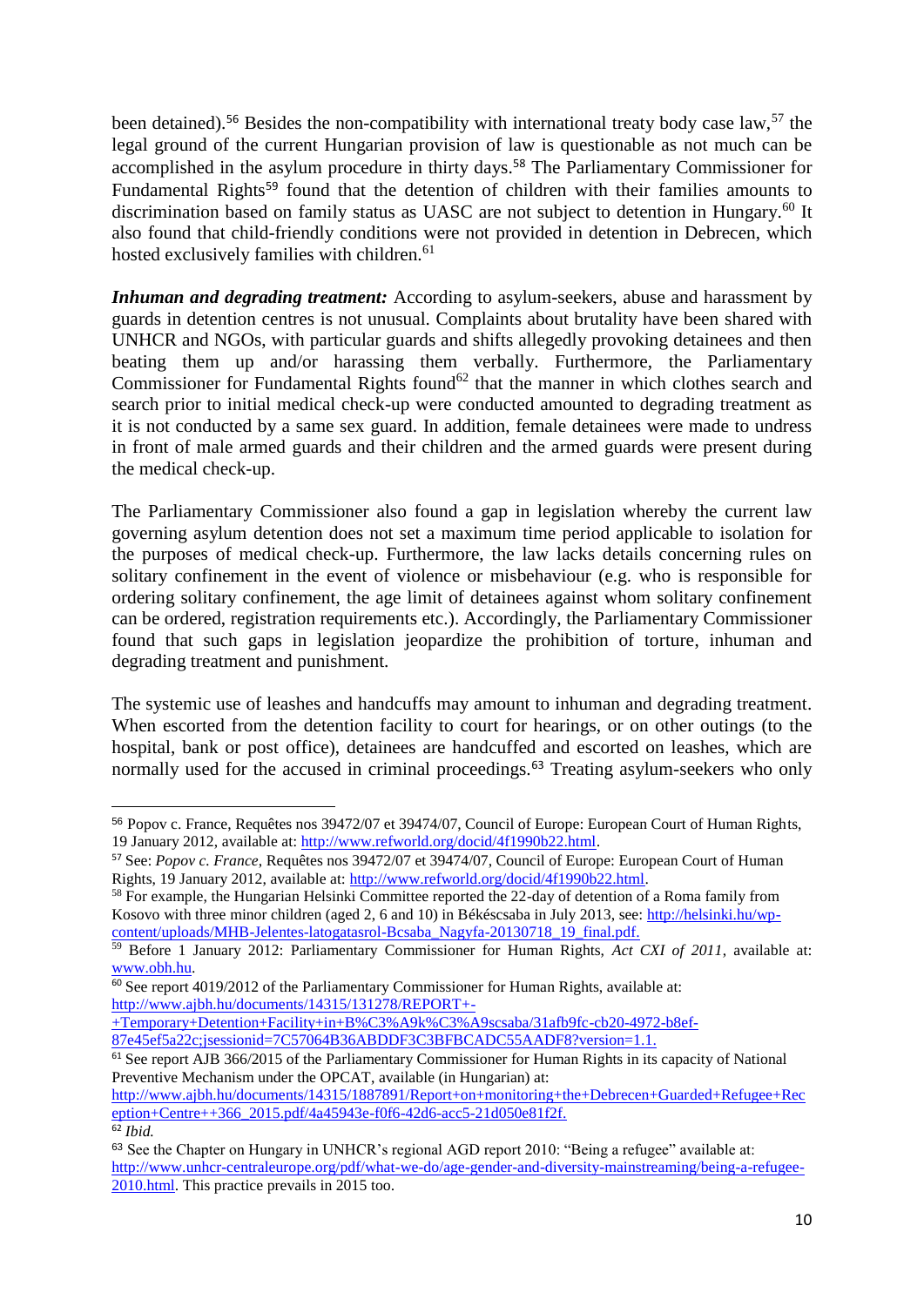been detained).[56] Besides the non-compatibility with international treaty body case law,[57] the legal ground of the current Hungarian provision of law is questionable as not much can be accomplished in the asylum procedure in thirty days.[58] The Parliamentary Commissioner for Fundamental Rights[59] found that the detention of children with their families amounts to discrimination based on family status as UASC are not subject to detention in Hungary.[60] It also found that child-friendly conditions were not provided in detention in Debrecen, which hosted exclusively families with children.[61]

***Inhuman and degrading treatment:*** According to asylum-seekers, abuse and harassment by guards in detention centres is not unusual. Complaints about brutality have been shared with UNHCR and NGOs, with particular guards and shifts allegedly provoking detainees and then beating them up and/or harassing them verbally. Furthermore, the Parliamentary Commissioner for Fundamental Rights found[62] that the manner in which clothes search and search prior to initial medical check-up were conducted amounted to degrading treatment as it is not conducted by a same sex guard. In addition, female detainees were made to undress in front of male armed guards and their children and the armed guards were present during the medical check-up.

The Parliamentary Commissioner also found a gap in legislation whereby the current law governing asylum detention does not set a maximum time period applicable to isolation for the purposes of medical check-up. Furthermore, the law lacks details concerning rules on solitary confinement in the event of violence or misbehaviour (e.g. who is responsible for ordering solitary confinement, the age limit of detainees against whom solitary confinement can be ordered, registration requirements etc.). Accordingly, the Parliamentary Commissioner found that such gaps in legislation jeopardize the prohibition of torture, inhuman and degrading treatment and punishment.

The systemic use of leashes and handcuffs may amount to inhuman and degrading treatment. When escorted from the detention facility to court for hearings, or on other outings (to the hospital, bank or post office), detainees are handcuffed and escorted on leashes, which are normally used for the accused in criminal proceedings.[63] Treating asylum-seekers who only

---

[56] Popov c. France, Requêtes nos 39472/07 et 39474/07, Council of Europe: European Court of Human Rights, 19 January 2012, available at: http://www.refworld.org/docid/4f1990b22.html.

[57] See: *Popov c. France*, Requêtes nos 39472/07 et 39474/07, Council of Europe: European Court of Human Rights, 19 January 2012, available at: http://www.refworld.org/docid/4f1990b22.html.

[58] For example, the Hungarian Helsinki Committee reported the 22-day of detention of a Roma family from Kosovo with three minor children (aged 2, 6 and 10) in Békéscsaba in July 2013, see: http://helsinki.hu/wp-content/uploads/MHB-Jelentes-latogatasrol-Bcsaba_Nagyfa-20130718_19_final.pdf.

[59] Before 1 January 2012: Parliamentary Commissioner for Human Rights, *Act CXI of 2011*, available at: www.obh.hu.

[60] See report 4019/2012 of the Parliamentary Commissioner for Human Rights, available at: http://www.ajbh.hu/documents/14315/131278/REPORT+-+Temporary+Detention+Facility+in+B%C3%A9k%C3%A9scsaba/31afb9fc-cb20-4972-b8ef-87e45ef5a22c;jsessionid=7C57064B36ABDDF3C3BFBCADC55AADF8?version=1.1.

[61] See report AJB 366/2015 of the Parliamentary Commissioner for Human Rights in its capacity of National Preventive Mechanism under the OPCAT, available (in Hungarian) at: http://www.ajbh.hu/documents/14315/1887891/Report+on+monitoring+the+Debrecen+Guarded+Refugee+Reception+Centre++366_2015.pdf/4a45943e-f0f6-42d6-acc5-21d050e81f2f.

[62] *Ibid.*

[63] See the Chapter on Hungary in UNHCR's regional AGD report 2010: "Being a refugee" available at: http://www.unhcr-centraleurope.org/pdf/what-we-do/age-gender-and-diversity-mainstreaming/being-a-refugee-2010.html. This practice prevails in 2015 too.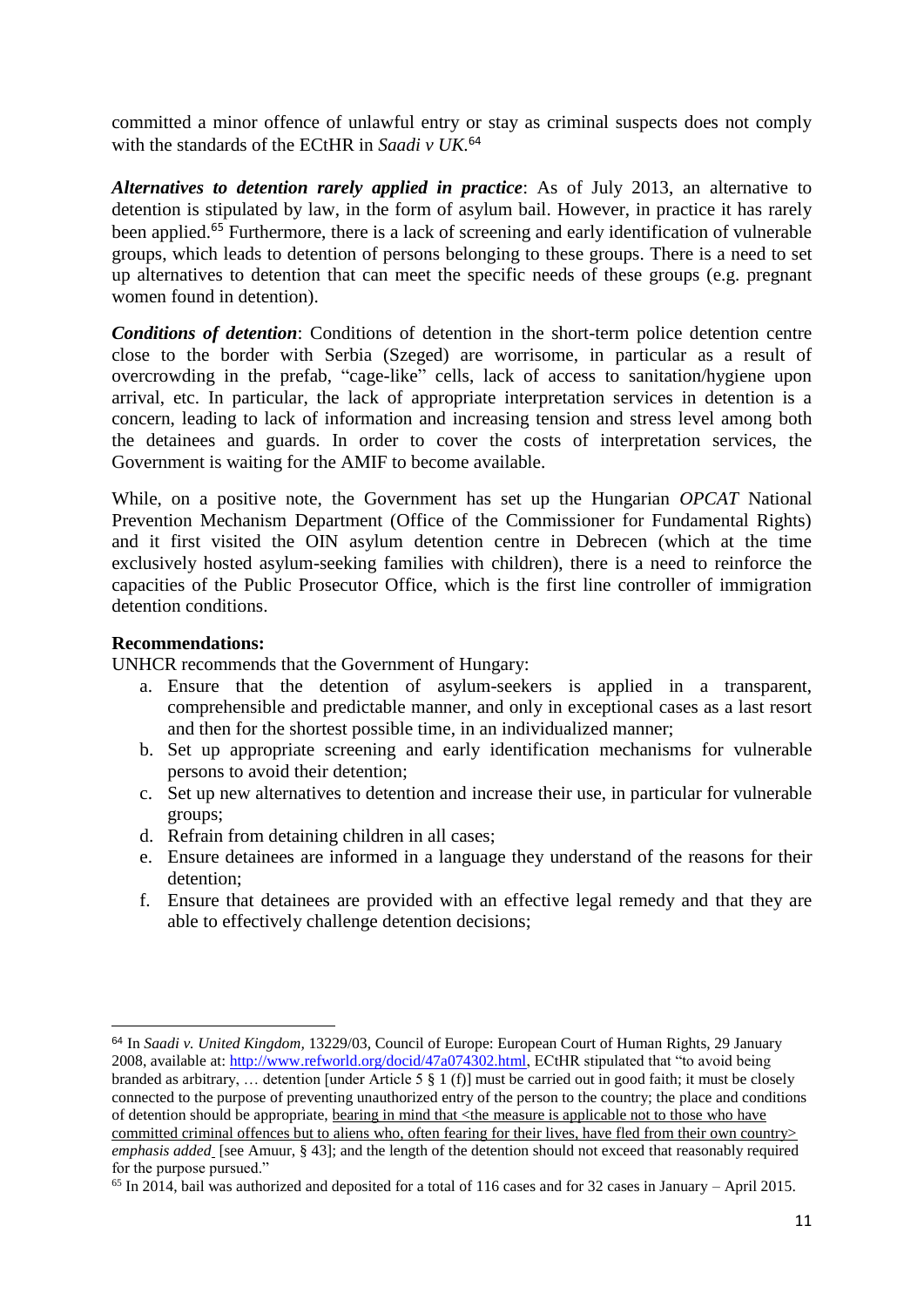committed a minor offence of unlawful entry or stay as criminal suspects does not comply with the standards of the ECtHR in *Saadi v UK.*[64]

***Alternatives to detention rarely applied in practice***: As of July 2013, an alternative to detention is stipulated by law, in the form of asylum bail. However, in practice it has rarely been applied.[65] Furthermore, there is a lack of screening and early identification of vulnerable groups, which leads to detention of persons belonging to these groups. There is a need to set up alternatives to detention that can meet the specific needs of these groups (e.g. pregnant women found in detention).

***Conditions of detention***: Conditions of detention in the short-term police detention centre close to the border with Serbia (Szeged) are worrisome, in particular as a result of overcrowding in the prefab, "cage-like" cells, lack of access to sanitation/hygiene upon arrival, etc. In particular, the lack of appropriate interpretation services in detention is a concern, leading to lack of information and increasing tension and stress level among both the detainees and guards. In order to cover the costs of interpretation services, the Government is waiting for the AMIF to become available.

While, on a positive note, the Government has set up the Hungarian *OPCAT* National Prevention Mechanism Department (Office of the Commissioner for Fundamental Rights) and it first visited the OIN asylum detention centre in Debrecen (which at the time exclusively hosted asylum-seeking families with children), there is a need to reinforce the capacities of the Public Prosecutor Office, which is the first line controller of immigration detention conditions.

**Recommendations:**

UNHCR recommends that the Government of Hungary:

a. Ensure that the detention of asylum-seekers is applied in a transparent, comprehensible and predictable manner, and only in exceptional cases as a last resort and then for the shortest possible time, in an individualized manner;
b. Set up appropriate screening and early identification mechanisms for vulnerable persons to avoid their detention;
c. Set up new alternatives to detention and increase their use, in particular for vulnerable groups;
d. Refrain from detaining children in all cases;
e. Ensure detainees are informed in a language they understand of the reasons for their detention;
f. Ensure that detainees are provided with an effective legal remedy and that they are able to effectively challenge detention decisions;

---

[64] In *Saadi v. United Kingdom*, 13229/03, Council of Europe: European Court of Human Rights, 29 January 2008, available at: http://www.refworld.org/docid/47a074302.html, ECtHR stipulated that "to avoid being branded as arbitrary, … detention [under Article 5 § 1 (f)] must be carried out in good faith; it must be closely connected to the purpose of preventing unauthorized entry of the person to the country; the place and conditions of detention should be appropriate, bearing in mind that <the measure is applicable not to those who have committed criminal offences but to aliens who, often fearing for their lives, have fled from their own country> *emphasis added* [see Amuur, § 43]; and the length of the detention should not exceed that reasonably required for the purpose pursued."

[65] In 2014, bail was authorized and deposited for a total of 116 cases and for 32 cases in January – April 2015.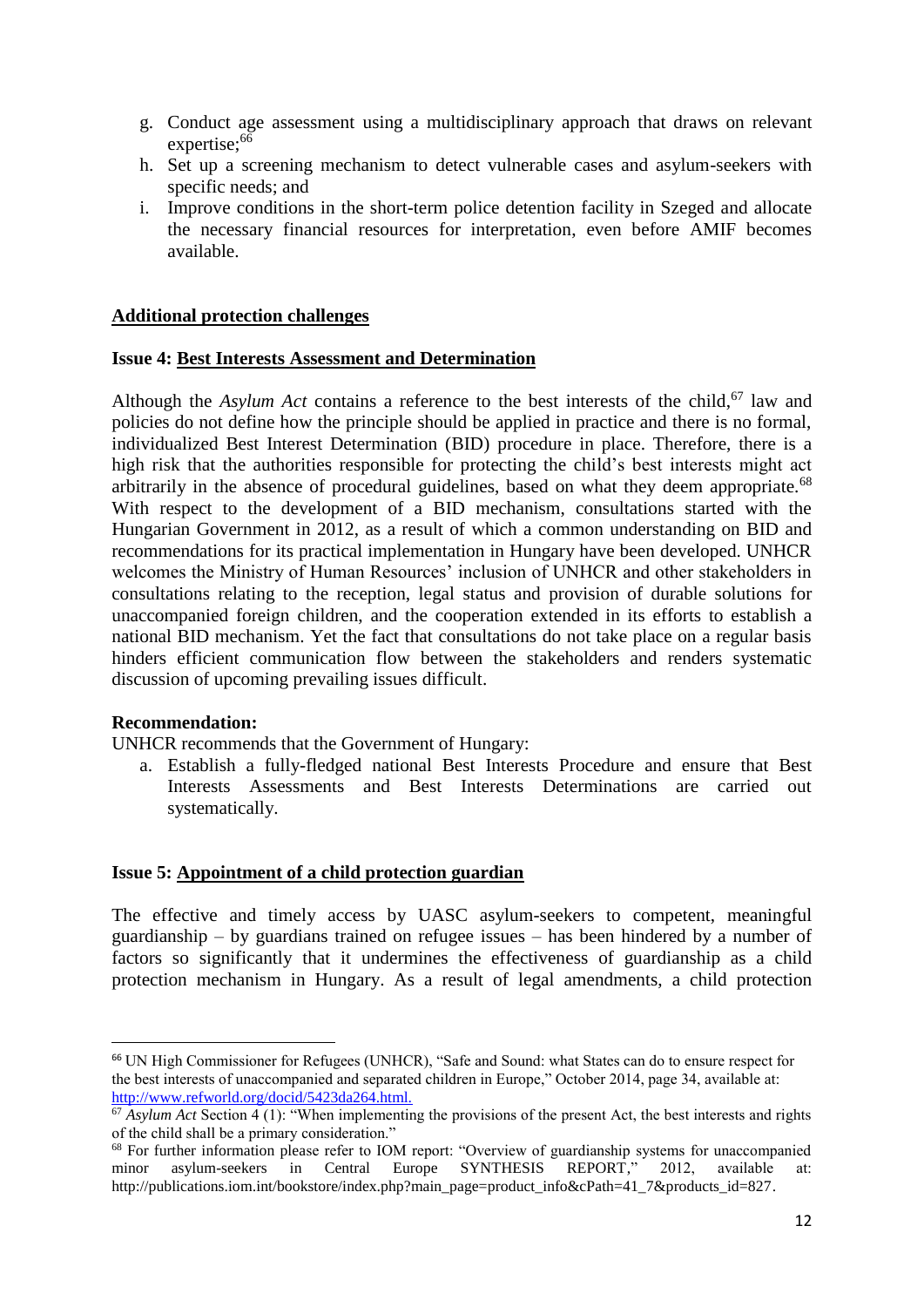g. Conduct age assessment using a multidisciplinary approach that draws on relevant expertise;[66]
h. Set up a screening mechanism to detect vulnerable cases and asylum-seekers with specific needs; and
i. Improve conditions in the short-term police detention facility in Szeged and allocate the necessary financial resources for interpretation, even before AMIF becomes available.

**Additional protection challenges**

**Issue 4: Best Interests Assessment and Determination**

Although the *Asylum Act* contains a reference to the best interests of the child,[67] law and policies do not define how the principle should be applied in practice and there is no formal, individualized Best Interest Determination (BID) procedure in place. Therefore, there is a high risk that the authorities responsible for protecting the child's best interests might act arbitrarily in the absence of procedural guidelines, based on what they deem appropriate.[68] With respect to the development of a BID mechanism, consultations started with the Hungarian Government in 2012, as a result of which a common understanding on BID and recommendations for its practical implementation in Hungary have been developed. UNHCR welcomes the Ministry of Human Resources' inclusion of UNHCR and other stakeholders in consultations relating to the reception, legal status and provision of durable solutions for unaccompanied foreign children, and the cooperation extended in its efforts to establish a national BID mechanism. Yet the fact that consultations do not take place on a regular basis hinders efficient communication flow between the stakeholders and renders systematic discussion of upcoming prevailing issues difficult.

**Recommendation:**

UNHCR recommends that the Government of Hungary:

a. Establish a fully-fledged national Best Interests Procedure and ensure that Best Interests Assessments and Best Interests Determinations are carried out systematically.

**Issue 5: Appointment of a child protection guardian**

The effective and timely access by UASC asylum-seekers to competent, meaningful guardianship – by guardians trained on refugee issues – has been hindered by a number of factors so significantly that it undermines the effectiveness of guardianship as a child protection mechanism in Hungary. As a result of legal amendments, a child protection

---

[66] UN High Commissioner for Refugees (UNHCR), "Safe and Sound: what States can do to ensure respect for the best interests of unaccompanied and separated children in Europe," October 2014, page 34, available at: http://www.refworld.org/docid/5423da264.html.

[67] *Asylum Act* Section 4 (1): "When implementing the provisions of the present Act, the best interests and rights of the child shall be a primary consideration."

[68] For further information please refer to IOM report: "Overview of guardianship systems for unaccompanied minor asylum-seekers in Central Europe SYNTHESIS REPORT," 2012, available at: http://publications.iom.int/bookstore/index.php?main_page=product_info&cPath=41_7&products_id=827.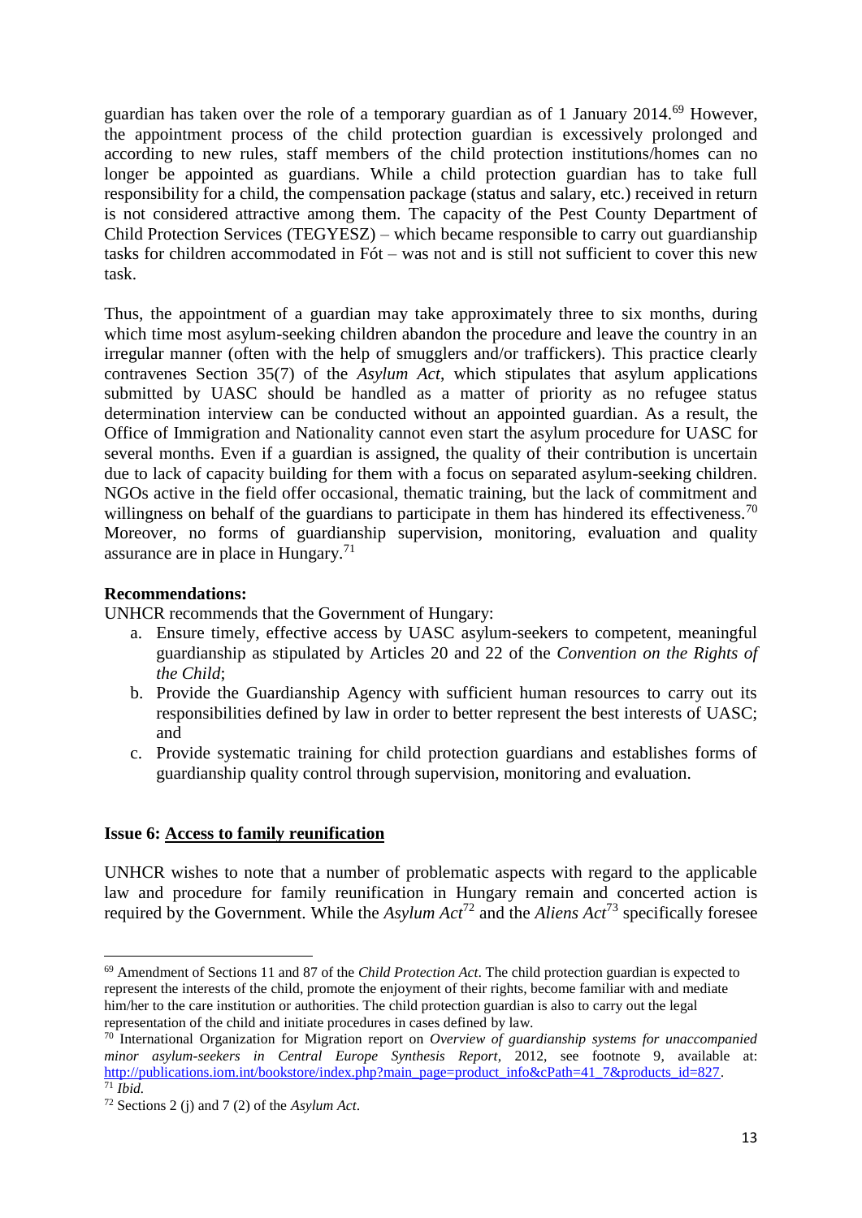guardian has taken over the role of a temporary guardian as of 1 January 2014.[69] However, the appointment process of the child protection guardian is excessively prolonged and according to new rules, staff members of the child protection institutions/homes can no longer be appointed as guardians. While a child protection guardian has to take full responsibility for a child, the compensation package (status and salary, etc.) received in return is not considered attractive among them. The capacity of the Pest County Department of Child Protection Services (TEGYESZ) – which became responsible to carry out guardianship tasks for children accommodated in Fót – was not and is still not sufficient to cover this new task.

Thus, the appointment of a guardian may take approximately three to six months, during which time most asylum-seeking children abandon the procedure and leave the country in an irregular manner (often with the help of smugglers and/or traffickers). This practice clearly contravenes Section 35(7) of the *Asylum Act*, which stipulates that asylum applications submitted by UASC should be handled as a matter of priority as no refugee status determination interview can be conducted without an appointed guardian. As a result, the Office of Immigration and Nationality cannot even start the asylum procedure for UASC for several months. Even if a guardian is assigned, the quality of their contribution is uncertain due to lack of capacity building for them with a focus on separated asylum-seeking children. NGOs active in the field offer occasional, thematic training, but the lack of commitment and willingness on behalf of the guardians to participate in them has hindered its effectiveness.[70] Moreover, no forms of guardianship supervision, monitoring, evaluation and quality assurance are in place in Hungary.[71]

**Recommendations:**

UNHCR recommends that the Government of Hungary:

a. Ensure timely, effective access by UASC asylum-seekers to competent, meaningful guardianship as stipulated by Articles 20 and 22 of the *Convention on the Rights of the Child*;
b. Provide the Guardianship Agency with sufficient human resources to carry out its responsibilities defined by law in order to better represent the best interests of UASC; and
c. Provide systematic training for child protection guardians and establishes forms of guardianship quality control through supervision, monitoring and evaluation.

**Issue 6: <u>Access to family reunification</u>**

UNHCR wishes to note that a number of problematic aspects with regard to the applicable law and procedure for family reunification in Hungary remain and concerted action is required by the Government. While the *Asylum Act*[72] and the *Aliens Act*[73] specifically foresee

---

[69] Amendment of Sections 11 and 87 of the *Child Protection Act*. The child protection guardian is expected to represent the interests of the child, promote the enjoyment of their rights, become familiar with and mediate him/her to the care institution or authorities. The child protection guardian is also to carry out the legal representation of the child and initiate procedures in cases defined by law.

[70] International Organization for Migration report on *Overview of guardianship systems for unaccompanied minor asylum-seekers in Central Europe Synthesis Report*, 2012, see footnote 9, available at: http://publications.iom.int/bookstore/index.php?main_page=product_info&cPath=41_7&products_id=827.

[71] *Ibid.*

[72] Sections 2 (j) and 7 (2) of the *Asylum Act*.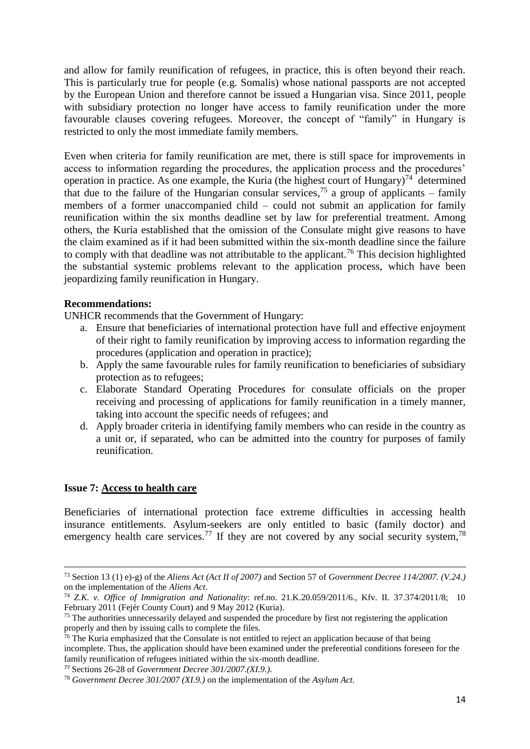and allow for family reunification of refugees, in practice, this is often beyond their reach. This is particularly true for people (e.g. Somalis) whose national passports are not accepted by the European Union and therefore cannot be issued a Hungarian visa. Since 2011, people with subsidiary protection no longer have access to family reunification under the more favourable clauses covering refugees. Moreover, the concept of "family" in Hungary is restricted to only the most immediate family members.

Even when criteria for family reunification are met, there is still space for improvements in access to information regarding the procedures, the application process and the procedures' operation in practice. As one example, the Kuria (the highest court of Hungary)[74] determined that due to the failure of the Hungarian consular services,[75] a group of applicants – family members of a former unaccompanied child – could not submit an application for family reunification within the six months deadline set by law for preferential treatment. Among others, the Kuria established that the omission of the Consulate might give reasons to have the claim examined as if it had been submitted within the six-month deadline since the failure to comply with that deadline was not attributable to the applicant.[76] This decision highlighted the substantial systemic problems relevant to the application process, which have been jeopardizing family reunification in Hungary.

**Recommendations:**

UNHCR recommends that the Government of Hungary:

a. Ensure that beneficiaries of international protection have full and effective enjoyment of their right to family reunification by improving access to information regarding the procedures (application and operation in practice);
b. Apply the same favourable rules for family reunification to beneficiaries of subsidiary protection as to refugees;
c. Elaborate Standard Operating Procedures for consulate officials on the proper receiving and processing of applications for family reunification in a timely manner, taking into account the specific needs of refugees; and
d. Apply broader criteria in identifying family members who can reside in the country as a unit or, if separated, who can be admitted into the country for purposes of family reunification.

**Issue 7: <u>Access to health care</u>**

Beneficiaries of international protection face extreme difficulties in accessing health insurance entitlements. Asylum-seekers are only entitled to basic (family doctor) and emergency health care services.[77] If they are not covered by any social security system,[78]

---

[73] Section 13 (1) e)-g) of the *Aliens Act (Act II of 2007)* and Section 57 of *Government Decree 114/2007. (V.24.)* on the implementation of the *Aliens Act*.

[74] *Z.K. v. Office of Immigration and Nationality*: ref.no. 21.K.20.059/2011/6., Kfv. II. 37.374/2011/8; 10 February 2011 (Fejér County Court) and 9 May 2012 (Kuria).

[75] The authorities unnecessarily delayed and suspended the procedure by first not registering the application properly and then by issuing calls to complete the files.

[76] The Kuria emphasized that the Consulate is not entitled to reject an application because of that being incomplete. Thus, the application should have been examined under the preferential conditions foreseen for the family reunification of refugees initiated within the six-month deadline.

[77] Sections 26-28 of *Government Decree 301/2007.(XI.9.)*.

[78] *Government Decree 301/2007 (XI.9.)* on the implementation of the *Asylum Act*.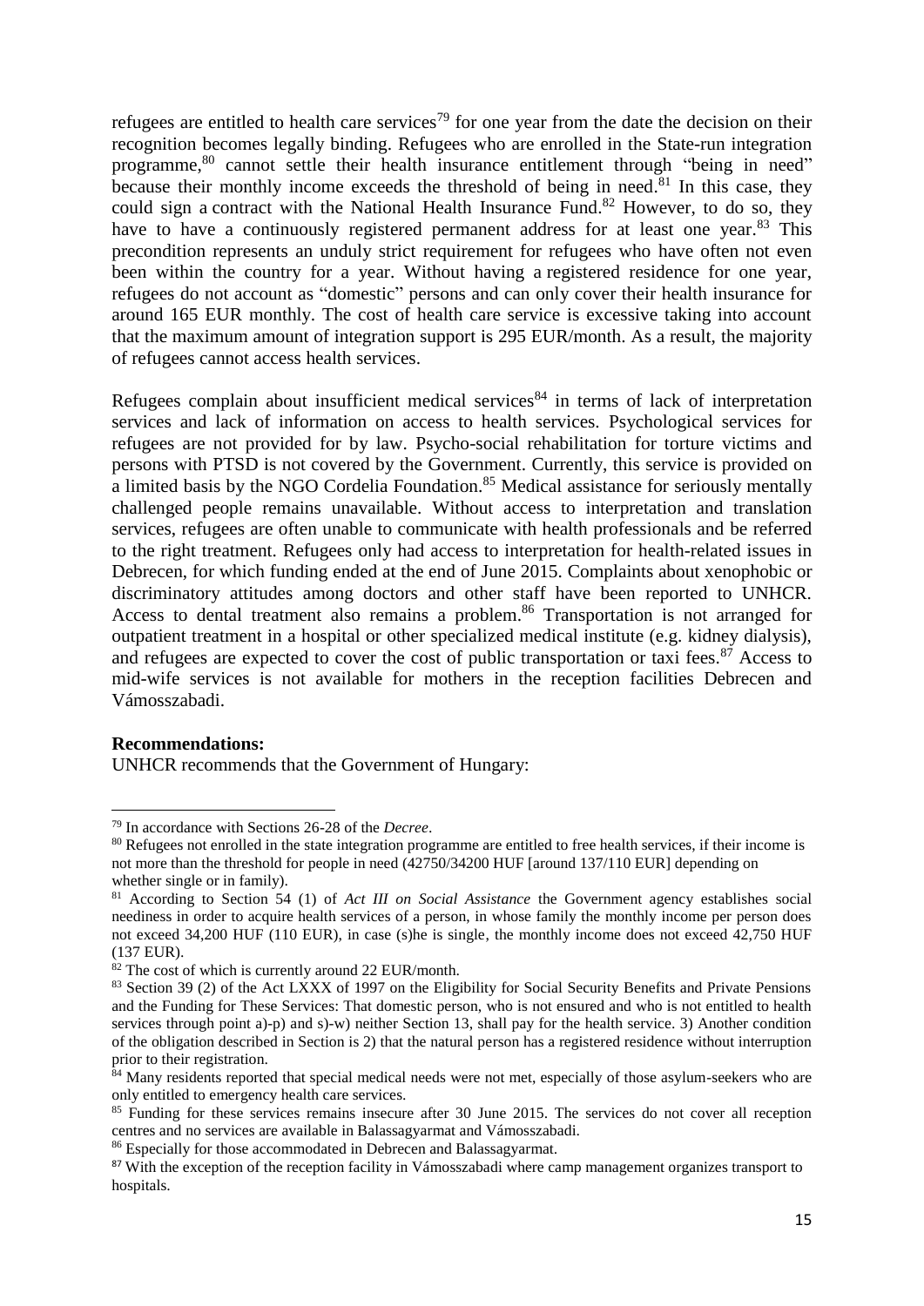refugees are entitled to health care services[79] for one year from the date the decision on their recognition becomes legally binding. Refugees who are enrolled in the State-run integration programme,[80] cannot settle their health insurance entitlement through "being in need" because their monthly income exceeds the threshold of being in need.[81] In this case, they could sign a contract with the National Health Insurance Fund.[82] However, to do so, they have to have a continuously registered permanent address for at least one year.[83] This precondition represents an unduly strict requirement for refugees who have often not even been within the country for a year. Without having a registered residence for one year, refugees do not account as "domestic" persons and can only cover their health insurance for around 165 EUR monthly. The cost of health care service is excessive taking into account that the maximum amount of integration support is 295 EUR/month. As a result, the majority of refugees cannot access health services.

Refugees complain about insufficient medical services[84] in terms of lack of interpretation services and lack of information on access to health services. Psychological services for refugees are not provided for by law. Psycho-social rehabilitation for torture victims and persons with PTSD is not covered by the Government. Currently, this service is provided on a limited basis by the NGO Cordelia Foundation.[85] Medical assistance for seriously mentally challenged people remains unavailable. Without access to interpretation and translation services, refugees are often unable to communicate with health professionals and be referred to the right treatment. Refugees only had access to interpretation for health-related issues in Debrecen, for which funding ended at the end of June 2015. Complaints about xenophobic or discriminatory attitudes among doctors and other staff have been reported to UNHCR. Access to dental treatment also remains a problem.[86] Transportation is not arranged for outpatient treatment in a hospital or other specialized medical institute (e.g. kidney dialysis), and refugees are expected to cover the cost of public transportation or taxi fees.[87] Access to mid-wife services is not available for mothers in the reception facilities Debrecen and Vámosszabadi.

**Recommendations:**

UNHCR recommends that the Government of Hungary:

---

[79] In accordance with Sections 26-28 of the *Decree*.

[80] Refugees not enrolled in the state integration programme are entitled to free health services, if their income is not more than the threshold for people in need (42750/34200 HUF [around 137/110 EUR] depending on whether single or in family).

[81] According to Section 54 (1) of *Act III on Social Assistance* the Government agency establishes social neediness in order to acquire health services of a person, in whose family the monthly income per person does not exceed 34,200 HUF (110 EUR), in case (s)he is single, the monthly income does not exceed 42,750 HUF (137 EUR).

[82] The cost of which is currently around 22 EUR/month.

[83] Section 39 (2) of the Act LXXX of 1997 on the Eligibility for Social Security Benefits and Private Pensions and the Funding for These Services: That domestic person, who is not ensured and who is not entitled to health services through point a)-p) and s)-w) neither Section 13, shall pay for the health service. 3) Another condition of the obligation described in Section is 2) that the natural person has a registered residence without interruption prior to their registration.

[84] Many residents reported that special medical needs were not met, especially of those asylum-seekers who are only entitled to emergency health care services.

[85] Funding for these services remains insecure after 30 June 2015. The services do not cover all reception centres and no services are available in Balassagyarmat and Vámosszabadi.

[86] Especially for those accommodated in Debrecen and Balassagyarmat.

[87] With the exception of the reception facility in Vámosszabadi where camp management organizes transport to hospitals.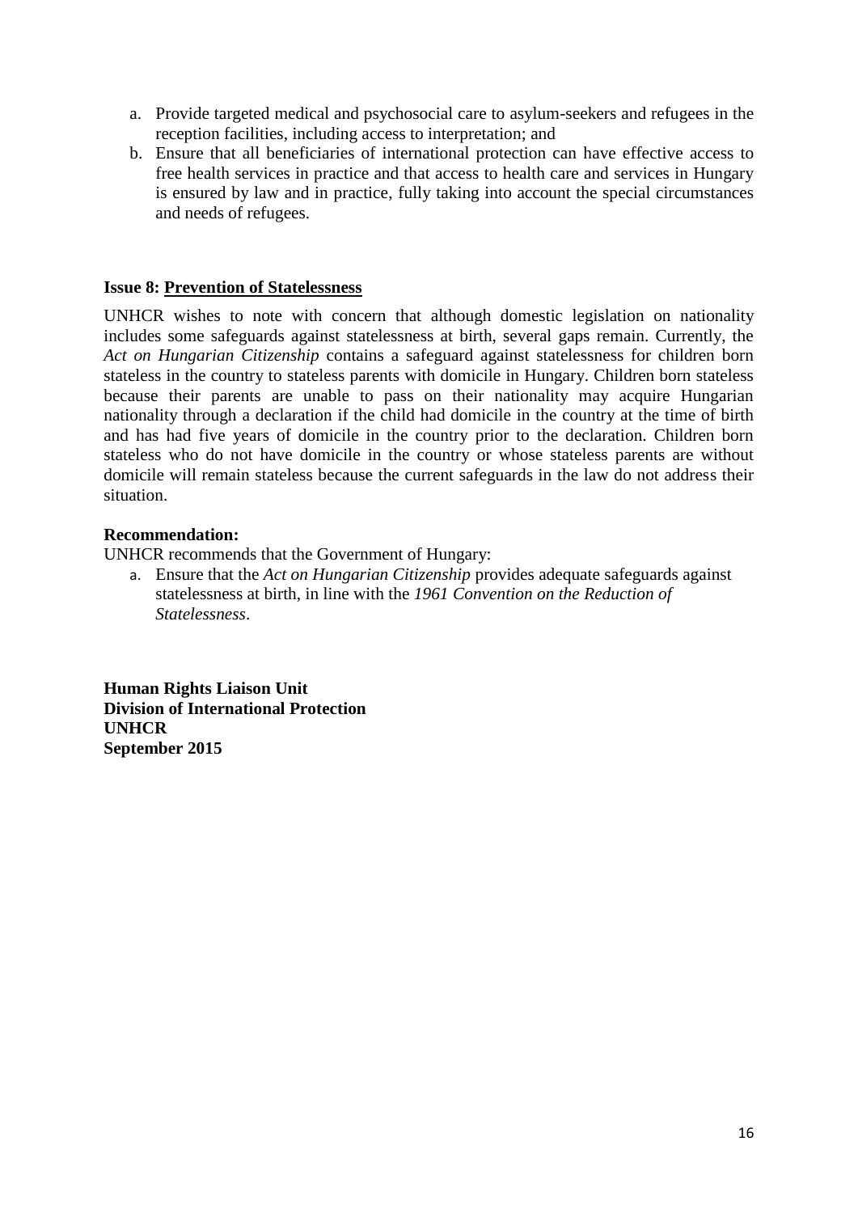a. Provide targeted medical and psychosocial care to asylum-seekers and refugees in the reception facilities, including access to interpretation; and
b. Ensure that all beneficiaries of international protection can have effective access to free health services in practice and that access to health care and services in Hungary is ensured by law and in practice, fully taking into account the special circumstances and needs of refugees.

**Issue 8: Prevention of Statelessness**

UNHCR wishes to note with concern that although domestic legislation on nationality includes some safeguards against statelessness at birth, several gaps remain. Currently, the *Act on Hungarian Citizenship* contains a safeguard against statelessness for children born stateless in the country to stateless parents with domicile in Hungary. Children born stateless because their parents are unable to pass on their nationality may acquire Hungarian nationality through a declaration if the child had domicile in the country at the time of birth and has had five years of domicile in the country prior to the declaration. Children born stateless who do not have domicile in the country or whose stateless parents are without domicile will remain stateless because the current safeguards in the law do not address their situation.

**Recommendation:**

UNHCR recommends that the Government of Hungary:

a. Ensure that the *Act on Hungarian Citizenship* provides adequate safeguards against statelessness at birth, in line with the *1961 Convention on the Reduction of Statelessness*.

**Human Rights Liaison Unit**
**Division of International Protection**
**UNHCR**
**September 2015**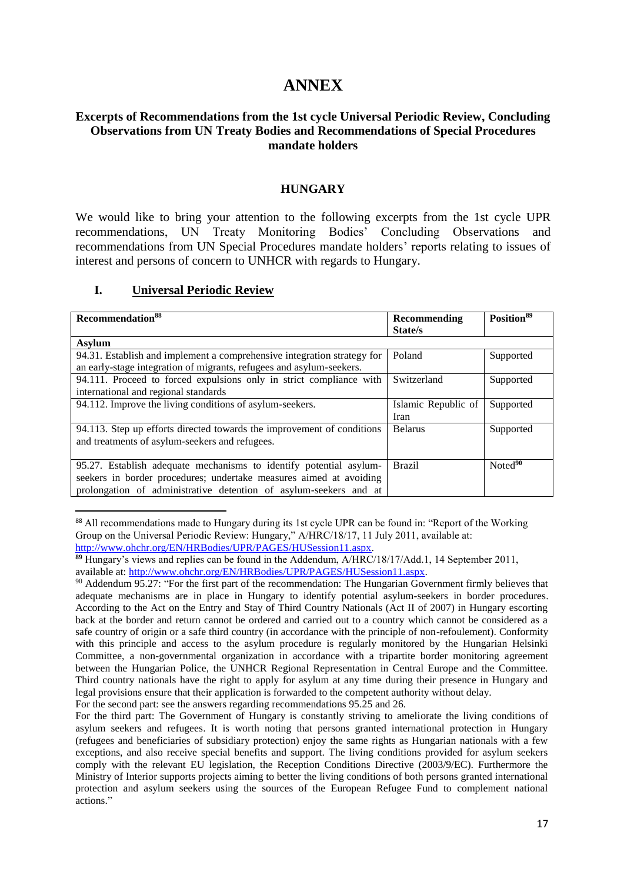# ANNEX

### Excerpts of Recommendations from the 1st cycle Universal Periodic Review, Concluding Observations from UN Treaty Bodies and Recommendations of Special Procedures mandate holders

### HUNGARY

We would like to bring your attention to the following excerpts from the 1st cycle UPR recommendations, UN Treaty Monitoring Bodies' Concluding Observations and recommendations from UN Special Procedures mandate holders' reports relating to issues of interest and persons of concern to UNHCR with regards to Hungary.

## I. Universal Periodic Review

| Recommendation[88] | Recommending State/s | Position[89] |
|---|---|---|
| **Asylum** | | |
| 94.31. Establish and implement a comprehensive integration strategy for an early-stage integration of migrants, refugees and asylum-seekers. | Poland | Supported |
| 94.111. Proceed to forced expulsions only in strict compliance with international and regional standards | Switzerland | Supported |
| 94.112. Improve the living conditions of asylum-seekers. | Islamic Republic of Iran | Supported |
| 94.113. Step up efforts directed towards the improvement of conditions and treatments of asylum-seekers and refugees. | Belarus | Supported |
| 95.27. Establish adequate mechanisms to identify potential asylum-seekers in border procedures; undertake measures aimed at avoiding prolongation of administrative detention of asylum-seekers and at | Brazil | Noted[90] |

[88] All recommendations made to Hungary during its 1st cycle UPR can be found in: "Report of the Working Group on the Universal Periodic Review: Hungary," A/HRC/18/17, 11 July 2011, available at: http://www.ohchr.org/EN/HRBodies/UPR/PAGES/HUSession11.aspx.

[89] Hungary's views and replies can be found in the Addendum, A/HRC/18/17/Add.1, 14 September 2011, available at: http://www.ohchr.org/EN/HRBodies/UPR/PAGES/HUSession11.aspx.

[90] Addendum 95.27: "For the first part of the recommendation: The Hungarian Government firmly believes that adequate mechanisms are in place in Hungary to identify potential asylum-seekers in border procedures. According to the Act on the Entry and Stay of Third Country Nationals (Act II of 2007) in Hungary escorting back at the border and return cannot be ordered and carried out to a country which cannot be considered as a safe country of origin or a safe third country (in accordance with the principle of non-refoulement). Conformity with this principle and access to the asylum procedure is regularly monitored by the Hungarian Helsinki Committee, a non-governmental organization in accordance with a tripartite border monitoring agreement between the Hungarian Police, the UNHCR Regional Representation in Central Europe and the Committee. Third country nationals have the right to apply for asylum at any time during their presence in Hungary and legal provisions ensure that their application is forwarded to the competent authority without delay.

For the second part: see the answers regarding recommendations 95.25 and 26.

For the third part: The Government of Hungary is constantly striving to ameliorate the living conditions of asylum seekers and refugees. It is worth noting that persons granted international protection in Hungary (refugees and beneficiaries of subsidiary protection) enjoy the same rights as Hungarian nationals with a few exceptions, and also receive special benefits and support. The living conditions provided for asylum seekers comply with the relevant EU legislation, the Reception Conditions Directive (2003/9/EC). Furthermore the Ministry of Interior supports projects aiming to better the living conditions of both persons granted international protection and asylum seekers using the sources of the European Refugee Fund to complement national actions."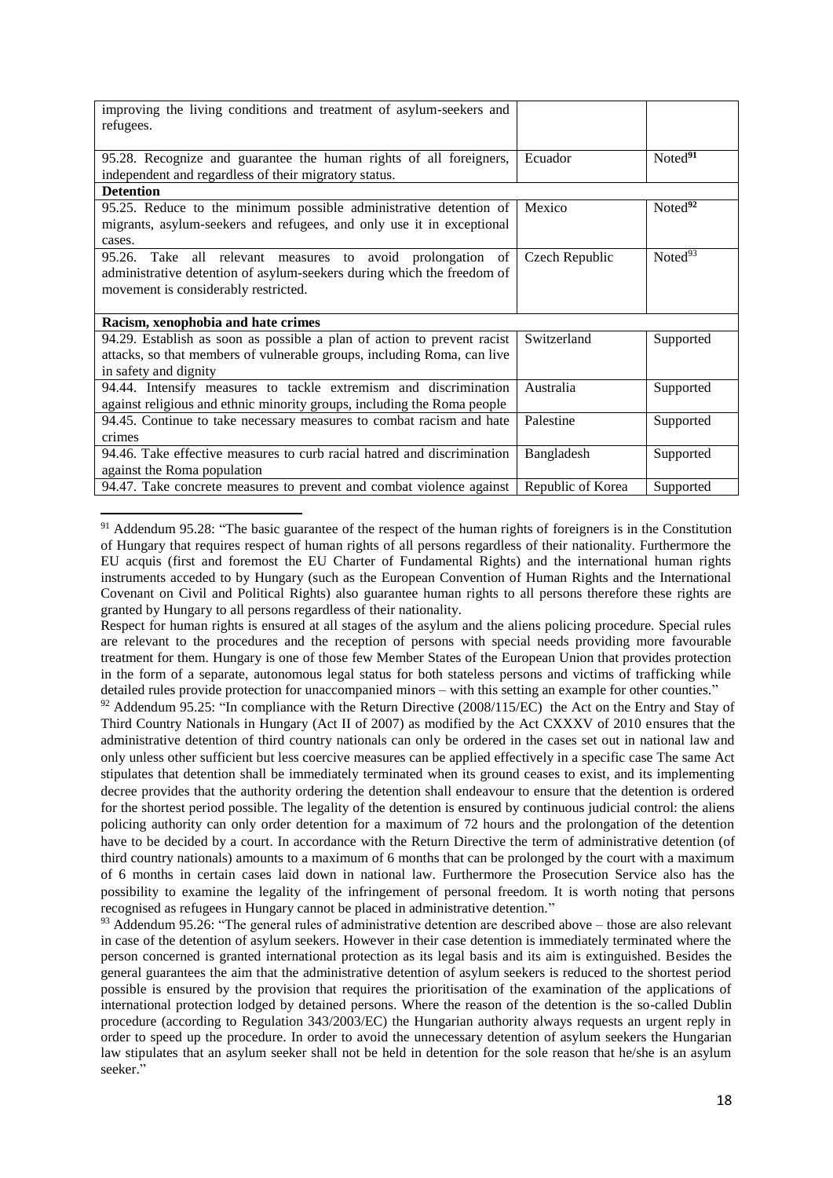| | | |
|---|---|---|
| improving the living conditions and treatment of asylum-seekers and refugees. | | |
| 95.28. Recognize and guarantee the human rights of all foreigners, independent and regardless of their migratory status. | Ecuador | Noted[91] |
| **Detention** | | |
| 95.25. Reduce to the minimum possible administrative detention of migrants, asylum-seekers and refugees, and only use it in exceptional cases. | Mexico | Noted[92] |
| 95.26. Take all relevant measures to avoid prolongation of administrative detention of asylum-seekers during which the freedom of movement is considerably restricted. | Czech Republic | Noted[93] |
| **Racism, xenophobia and hate crimes** | | |
| 94.29. Establish as soon as possible a plan of action to prevent racist attacks, so that members of vulnerable groups, including Roma, can live in safety and dignity | Switzerland | Supported |
| 94.44. Intensify measures to tackle extremism and discrimination against religious and ethnic minority groups, including the Roma people | Australia | Supported |
| 94.45. Continue to take necessary measures to combat racism and hate crimes | Palestine | Supported |
| 94.46. Take effective measures to curb racial hatred and discrimination against the Roma population | Bangladesh | Supported |
| 94.47. Take concrete measures to prevent and combat violence against | Republic of Korea | Supported |

[91] Addendum 95.28: "The basic guarantee of the respect of the human rights of foreigners is in the Constitution of Hungary that requires respect of human rights of all persons regardless of their nationality. Furthermore the EU acquis (first and foremost the EU Charter of Fundamental Rights) and the international human rights instruments acceded to by Hungary (such as the European Convention of Human Rights and the International Covenant on Civil and Political Rights) also guarantee human rights to all persons therefore these rights are granted by Hungary to all persons regardless of their nationality.
Respect for human rights is ensured at all stages of the asylum and the aliens policing procedure. Special rules are relevant to the procedures and the reception of persons with special needs providing more favourable treatment for them. Hungary is one of those few Member States of the European Union that provides protection in the form of a separate, autonomous legal status for both stateless persons and victims of trafficking while detailed rules provide protection for unaccompanied minors – with this setting an example for other counties."

[92] Addendum 95.25: "In compliance with the Return Directive (2008/115/EC) the Act on the Entry and Stay of Third Country Nationals in Hungary (Act II of 2007) as modified by the Act CXXXV of 2010 ensures that the administrative detention of third country nationals can only be ordered in the cases set out in national law and only unless other sufficient but less coercive measures can be applied effectively in a specific case The same Act stipulates that detention shall be immediately terminated when its ground ceases to exist, and its implementing decree provides that the authority ordering the detention shall endeavour to ensure that the detention is ordered for the shortest period possible. The legality of the detention is ensured by continuous judicial control: the aliens policing authority can only order detention for a maximum of 72 hours and the prolongation of the detention have to be decided by a court. In accordance with the Return Directive the term of administrative detention (of third country nationals) amounts to a maximum of 6 months that can be prolonged by the court with a maximum of 6 months in certain cases laid down in national law. Furthermore the Prosecution Service also has the possibility to examine the legality of the infringement of personal freedom. It is worth noting that persons recognised as refugees in Hungary cannot be placed in administrative detention."

[93] Addendum 95.26: "The general rules of administrative detention are described above – those are also relevant in case of the detention of asylum seekers. However in their case detention is immediately terminated where the person concerned is granted international protection as its legal basis and its aim is extinguished. Besides the general guarantees the aim that the administrative detention of asylum seekers is reduced to the shortest period possible is ensured by the provision that requires the prioritisation of the examination of the applications of international protection lodged by detained persons. Where the reason of the detention is the so-called Dublin procedure (according to Regulation 343/2003/EC) the Hungarian authority always requests an urgent reply in order to speed up the procedure. In order to avoid the unnecessary detention of asylum seekers the Hungarian law stipulates that an asylum seeker shall not be held in detention for the sole reason that he/she is an asylum seeker."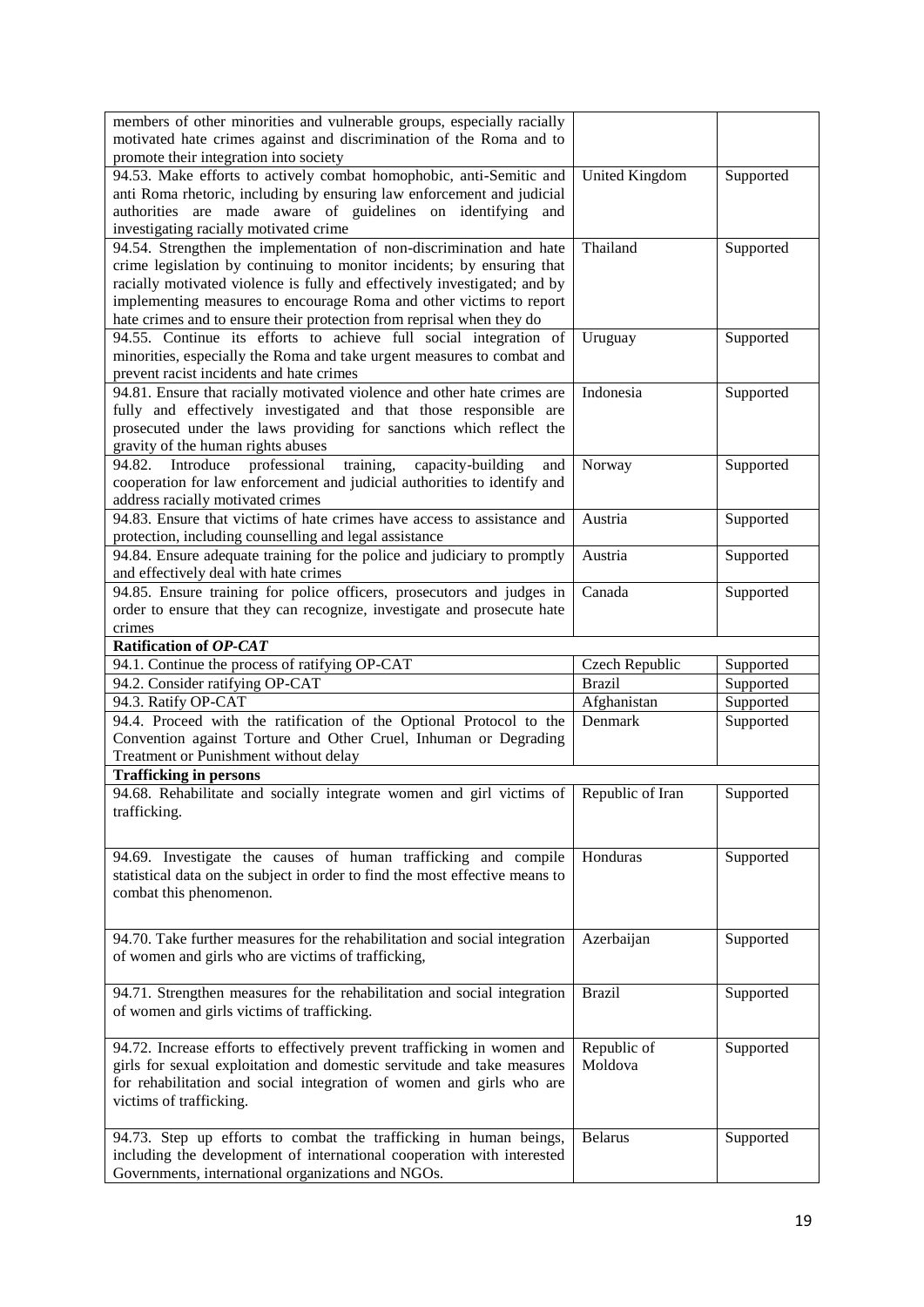| | | |
|---|---|---|
| members of other minorities and vulnerable groups, especially racially motivated hate crimes against and discrimination of the Roma and to promote their integration into society | | |
| 94.53. Make efforts to actively combat homophobic, anti-Semitic and anti Roma rhetoric, including by ensuring law enforcement and judicial authorities are made aware of guidelines on identifying and investigating racially motivated crime | United Kingdom | Supported |
| 94.54. Strengthen the implementation of non-discrimination and hate crime legislation by continuing to monitor incidents; by ensuring that racially motivated violence is fully and effectively investigated; and by implementing measures to encourage Roma and other victims to report hate crimes and to ensure their protection from reprisal when they do | Thailand | Supported |
| 94.55. Continue its efforts to achieve full social integration of minorities, especially the Roma and take urgent measures to combat and prevent racist incidents and hate crimes | Uruguay | Supported |
| 94.81. Ensure that racially motivated violence and other hate crimes are fully and effectively investigated and that those responsible are prosecuted under the laws providing for sanctions which reflect the gravity of the human rights abuses | Indonesia | Supported |
| 94.82. Introduce professional training, capacity-building and cooperation for law enforcement and judicial authorities to identify and address racially motivated crimes | Norway | Supported |
| 94.83. Ensure that victims of hate crimes have access to assistance and protection, including counselling and legal assistance | Austria | Supported |
| 94.84. Ensure adequate training for the police and judiciary to promptly and effectively deal with hate crimes | Austria | Supported |
| 94.85. Ensure training for police officers, prosecutors and judges in order to ensure that they can recognize, investigate and prosecute hate crimes | Canada | Supported |
| **Ratification of *OP-CAT*** | | |
| 94.1. Continue the process of ratifying OP-CAT | Czech Republic | Supported |
| 94.2. Consider ratifying OP-CAT | Brazil | Supported |
| 94.3. Ratify OP-CAT | Afghanistan | Supported |
| 94.4. Proceed with the ratification of the Optional Protocol to the Convention against Torture and Other Cruel, Inhuman or Degrading Treatment or Punishment without delay | Denmark | Supported |
| **Trafficking in persons** | | |
| 94.68. Rehabilitate and socially integrate women and girl victims of trafficking. | Republic of Iran | Supported |
| 94.69. Investigate the causes of human trafficking and compile statistical data on the subject in order to find the most effective means to combat this phenomenon. | Honduras | Supported |
| 94.70. Take further measures for the rehabilitation and social integration of women and girls who are victims of trafficking, | Azerbaijan | Supported |
| 94.71. Strengthen measures for the rehabilitation and social integration of women and girls victims of trafficking. | Brazil | Supported |
| 94.72. Increase efforts to effectively prevent trafficking in women and girls for sexual exploitation and domestic servitude and take measures for rehabilitation and social integration of women and girls who are victims of trafficking. | Republic of Moldova | Supported |
| 94.73. Step up efforts to combat the trafficking in human beings, including the development of international cooperation with interested Governments, international organizations and NGOs. | Belarus | Supported |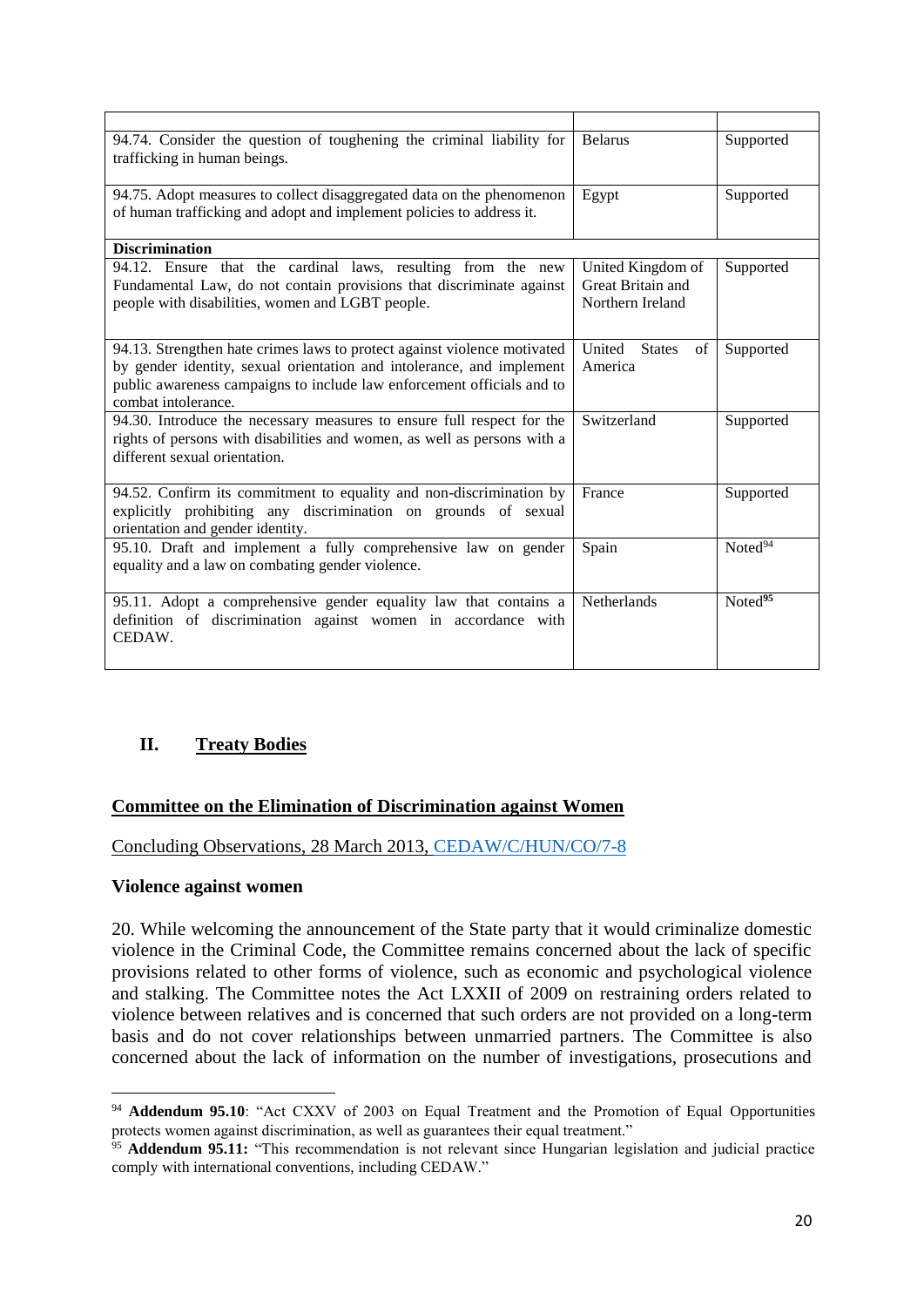| | | |
|---|---|---|
| 94.74. Consider the question of toughening the criminal liability for trafficking in human beings. | Belarus | Supported |
| 94.75. Adopt measures to collect disaggregated data on the phenomenon of human trafficking and adopt and implement policies to address it. | Egypt | Supported |
| **Discrimination** | | |
| 94.12. Ensure that the cardinal laws, resulting from the new Fundamental Law, do not contain provisions that discriminate against people with disabilities, women and LGBT people. | United Kingdom of Great Britain and Northern Ireland | Supported |
| 94.13. Strengthen hate crimes laws to protect against violence motivated by gender identity, sexual orientation and intolerance, and implement public awareness campaigns to include law enforcement officials and to combat intolerance. | United States of America | Supported |
| 94.30. Introduce the necessary measures to ensure full respect for the rights of persons with disabilities and women, as well as persons with a different sexual orientation. | Switzerland | Supported |
| 94.52. Confirm its commitment to equality and non-discrimination by explicitly prohibiting any discrimination on grounds of sexual orientation and gender identity. | France | Supported |
| 95.10. Draft and implement a fully comprehensive law on gender equality and a law on combating gender violence. | Spain | Noted[94] |
| 95.11. Adopt a comprehensive gender equality law that contains a definition of discrimination against women in accordance with CEDAW. | Netherlands | Noted[95] |

## II. Treaty Bodies

### Committee on the Elimination of Discrimination against Women

Concluding Observations, 28 March 2013, CEDAW/C/HUN/CO/7-8

**Violence against women**

20. While welcoming the announcement of the State party that it would criminalize domestic violence in the Criminal Code, the Committee remains concerned about the lack of specific provisions related to other forms of violence, such as economic and psychological violence and stalking. The Committee notes the Act LXXII of 2009 on restraining orders related to violence between relatives and is concerned that such orders are not provided on a long-term basis and do not cover relationships between unmarried partners. The Committee is also concerned about the lack of information on the number of investigations, prosecutions and

---

[94] **Addendum 95.10**: "Act CXXV of 2003 on Equal Treatment and the Promotion of Equal Opportunities protects women against discrimination, as well as guarantees their equal treatment."

[95] **Addendum 95.11:** "This recommendation is not relevant since Hungarian legislation and judicial practice comply with international conventions, including CEDAW."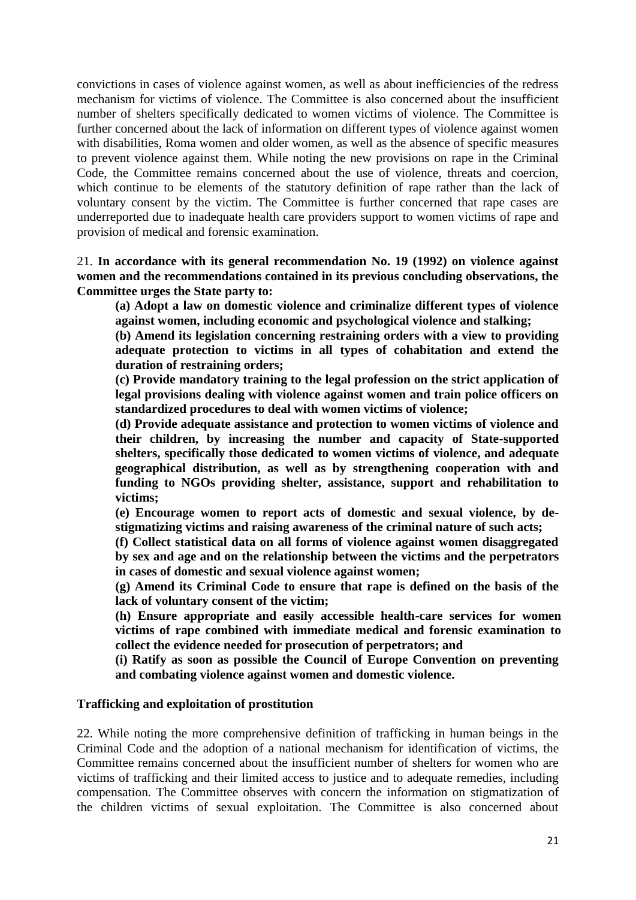convictions in cases of violence against women, as well as about inefficiencies of the redress mechanism for victims of violence. The Committee is also concerned about the insufficient number of shelters specifically dedicated to women victims of violence. The Committee is further concerned about the lack of information on different types of violence against women with disabilities, Roma women and older women, as well as the absence of specific measures to prevent violence against them. While noting the new provisions on rape in the Criminal Code, the Committee remains concerned about the use of violence, threats and coercion, which continue to be elements of the statutory definition of rape rather than the lack of voluntary consent by the victim. The Committee is further concerned that rape cases are underreported due to inadequate health care providers support to women victims of rape and provision of medical and forensic examination.

21. **In accordance with its general recommendation No. 19 (1992) on violence against women and the recommendations contained in its previous concluding observations, the Committee urges the State party to:**

**(a) Adopt a law on domestic violence and criminalize different types of violence against women, including economic and psychological violence and stalking;**

**(b) Amend its legislation concerning restraining orders with a view to providing adequate protection to victims in all types of cohabitation and extend the duration of restraining orders;**

**(c) Provide mandatory training to the legal profession on the strict application of legal provisions dealing with violence against women and train police officers on standardized procedures to deal with women victims of violence;**

**(d) Provide adequate assistance and protection to women victims of violence and their children, by increasing the number and capacity of State-supported shelters, specifically those dedicated to women victims of violence, and adequate geographical distribution, as well as by strengthening cooperation with and funding to NGOs providing shelter, assistance, support and rehabilitation to victims;**

**(e) Encourage women to report acts of domestic and sexual violence, by de-stigmatizing victims and raising awareness of the criminal nature of such acts;**

**(f) Collect statistical data on all forms of violence against women disaggregated by sex and age and on the relationship between the victims and the perpetrators in cases of domestic and sexual violence against women;**

**(g) Amend its Criminal Code to ensure that rape is defined on the basis of the lack of voluntary consent of the victim;**

**(h) Ensure appropriate and easily accessible health-care services for women victims of rape combined with immediate medical and forensic examination to collect the evidence needed for prosecution of perpetrators; and**

**(i) Ratify as soon as possible the Council of Europe Convention on preventing and combating violence against women and domestic violence.**

**Trafficking and exploitation of prostitution**

22. While noting the more comprehensive definition of trafficking in human beings in the Criminal Code and the adoption of a national mechanism for identification of victims, the Committee remains concerned about the insufficient number of shelters for women who are victims of trafficking and their limited access to justice and to adequate remedies, including compensation. The Committee observes with concern the information on stigmatization of the children victims of sexual exploitation. The Committee is also concerned about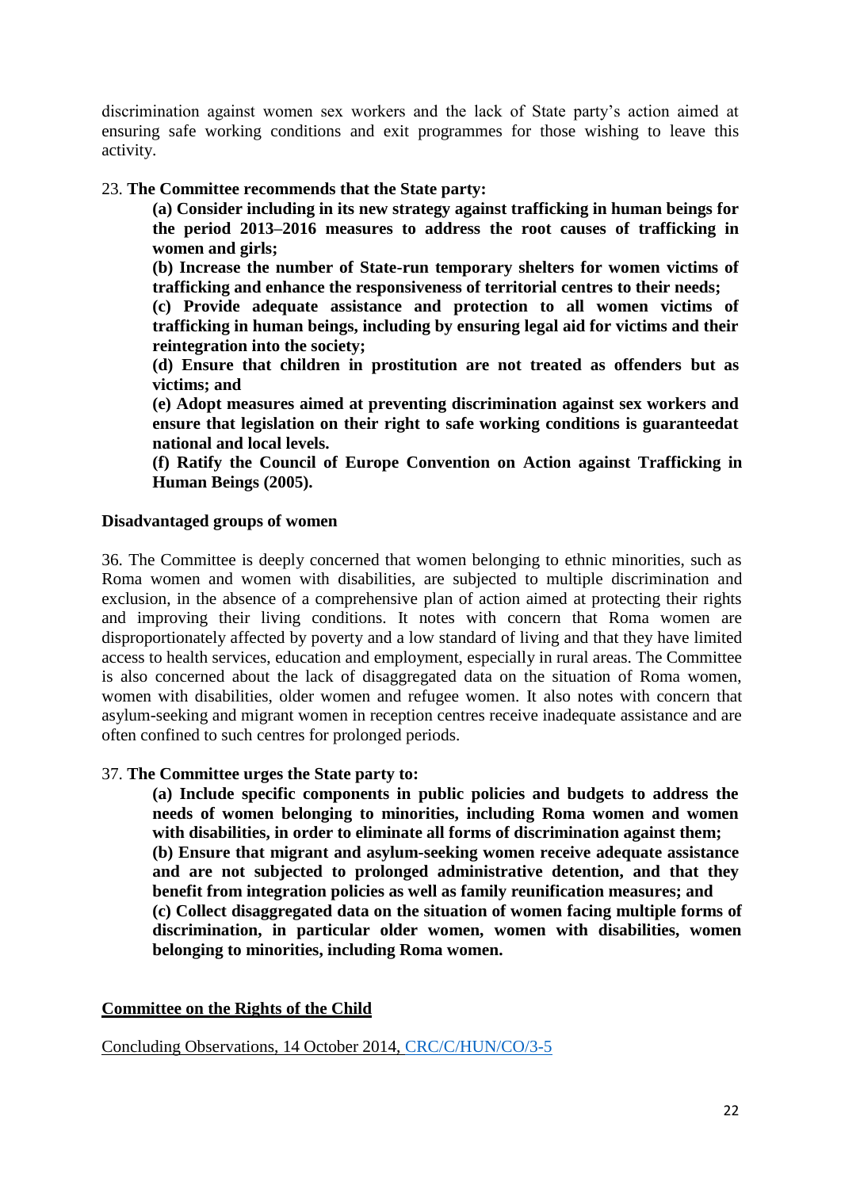discrimination against women sex workers and the lack of State party's action aimed at ensuring safe working conditions and exit programmes for those wishing to leave this activity.

23. **The Committee recommends that the State party:**

> **(a) Consider including in its new strategy against trafficking in human beings for the period 2013–2016 measures to address the root causes of trafficking in women and girls;**
> **(b) Increase the number of State-run temporary shelters for women victims of trafficking and enhance the responsiveness of territorial centres to their needs;**
> **(c) Provide adequate assistance and protection to all women victims of trafficking in human beings, including by ensuring legal aid for victims and their reintegration into the society;**
> **(d) Ensure that children in prostitution are not treated as offenders but as victims; and**
> **(e) Adopt measures aimed at preventing discrimination against sex workers and ensure that legislation on their right to safe working conditions is guaranteedat national and local levels.**
> **(f) Ratify the Council of Europe Convention on Action against Trafficking in Human Beings (2005).**

**Disadvantaged groups of women**

36. The Committee is deeply concerned that women belonging to ethnic minorities, such as Roma women and women with disabilities, are subjected to multiple discrimination and exclusion, in the absence of a comprehensive plan of action aimed at protecting their rights and improving their living conditions. It notes with concern that Roma women are disproportionately affected by poverty and a low standard of living and that they have limited access to health services, education and employment, especially in rural areas. The Committee is also concerned about the lack of disaggregated data on the situation of Roma women, women with disabilities, older women and refugee women. It also notes with concern that asylum-seeking and migrant women in reception centres receive inadequate assistance and are often confined to such centres for prolonged periods.

37. **The Committee urges the State party to:**

> **(a) Include specific components in public policies and budgets to address the needs of women belonging to minorities, including Roma women and women with disabilities, in order to eliminate all forms of discrimination against them;**
> **(b) Ensure that migrant and asylum-seeking women receive adequate assistance and are not subjected to prolonged administrative detention, and that they benefit from integration policies as well as family reunification measures; and**
> **(c) Collect disaggregated data on the situation of women facing multiple forms of discrimination, in particular older women, women with disabilities, women belonging to minorities, including Roma women.**

<u>**Committee on the Rights of the Child**</u>

<u>Concluding Observations, 14 October 2014, CRC/C/HUN/CO/3-5</u>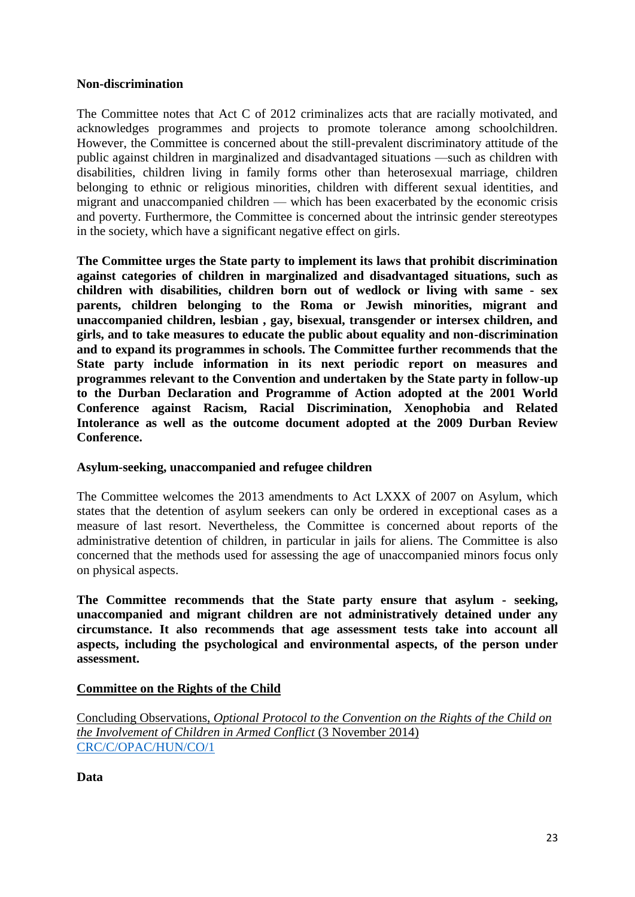**Non-discrimination**

The Committee notes that Act C of 2012 criminalizes acts that are racially motivated, and acknowledges programmes and projects to promote tolerance among schoolchildren. However, the Committee is concerned about the still-prevalent discriminatory attitude of the public against children in marginalized and disadvantaged situations —such as children with disabilities, children living in family forms other than heterosexual marriage, children belonging to ethnic or religious minorities, children with different sexual identities, and migrant and unaccompanied children — which has been exacerbated by the economic crisis and poverty. Furthermore, the Committee is concerned about the intrinsic gender stereotypes in the society, which have a significant negative effect on girls.

**The Committee urges the State party to implement its laws that prohibit discrimination against categories of children in marginalized and disadvantaged situations, such as children with disabilities, children born out of wedlock or living with same - sex parents, children belonging to the Roma or Jewish minorities, migrant and unaccompanied children, lesbian , gay, bisexual, transgender or intersex children, and girls, and to take measures to educate the public about equality and non-discrimination and to expand its programmes in schools. The Committee further recommends that the State party include information in its next periodic report on measures and programmes relevant to the Convention and undertaken by the State party in follow-up to the Durban Declaration and Programme of Action adopted at the 2001 World Conference against Racism, Racial Discrimination, Xenophobia and Related Intolerance as well as the outcome document adopted at the 2009 Durban Review Conference.**

**Asylum-seeking, unaccompanied and refugee children**

The Committee welcomes the 2013 amendments to Act LXXX of 2007 on Asylum, which states that the detention of asylum seekers can only be ordered in exceptional cases as a measure of last resort. Nevertheless, the Committee is concerned about reports of the administrative detention of children, in particular in jails for aliens. The Committee is also concerned that the methods used for assessing the age of unaccompanied minors focus only on physical aspects.

**The Committee recommends that the State party ensure that asylum - seeking, unaccompanied and migrant children are not administratively detained under any circumstance. It also recommends that age assessment tests take into account all aspects, including the psychological and environmental aspects, of the person under assessment.**

**Committee on the Rights of the Child**

Concluding Observations, *Optional Protocol to the Convention on the Rights of the Child on the Involvement of Children in Armed Conflict* (3 November 2014)
CRC/C/OPAC/HUN/CO/1

**Data**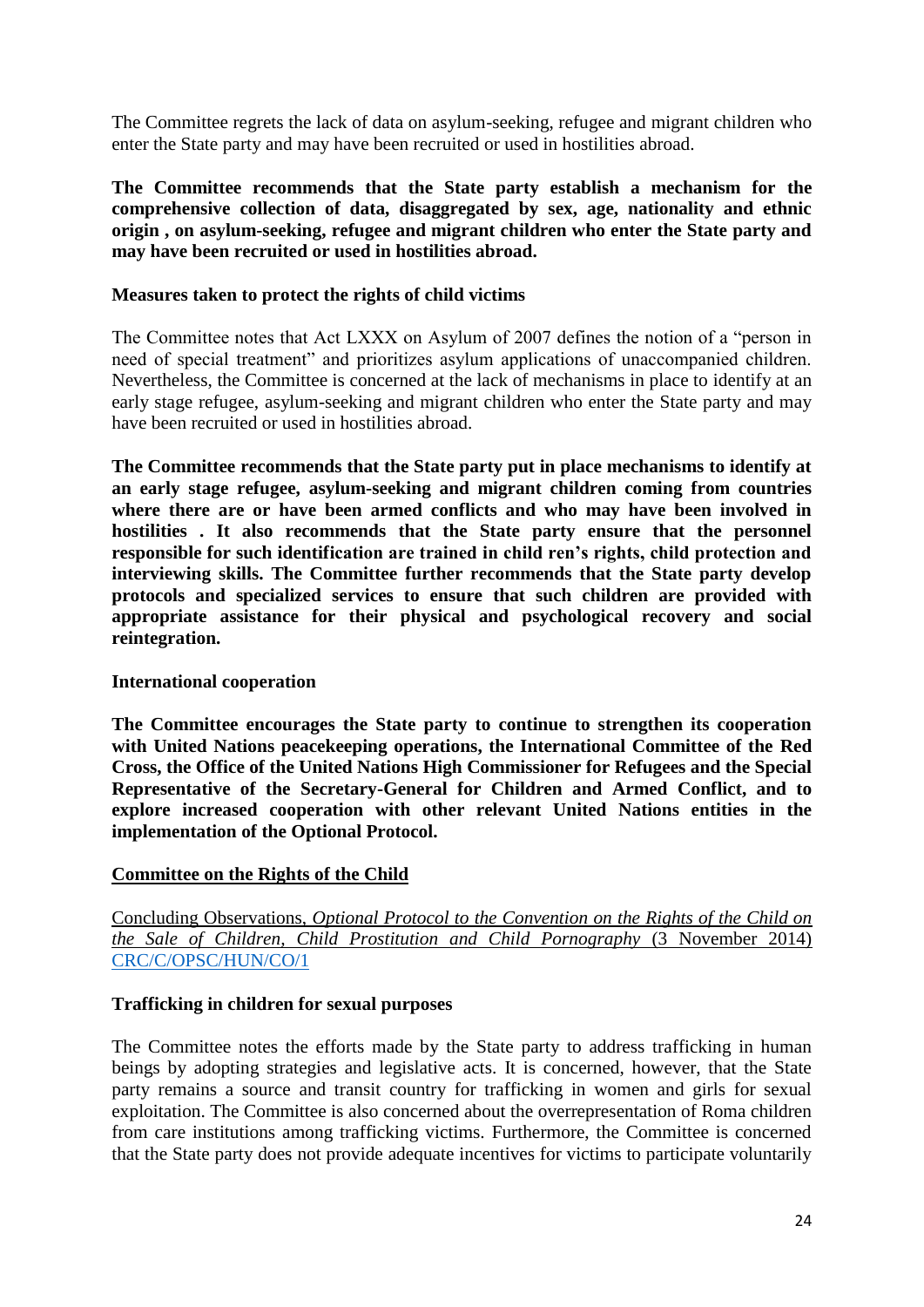The Committee regrets the lack of data on asylum-seeking, refugee and migrant children who enter the State party and may have been recruited or used in hostilities abroad.

**The Committee recommends that the State party establish a mechanism for the comprehensive collection of data, disaggregated by sex, age, nationality and ethnic origin , on asylum-seeking, refugee and migrant children who enter the State party and may have been recruited or used in hostilities abroad.**

**Measures taken to protect the rights of child victims**

The Committee notes that Act LXXX on Asylum of 2007 defines the notion of a "person in need of special treatment" and prioritizes asylum applications of unaccompanied children. Nevertheless, the Committee is concerned at the lack of mechanisms in place to identify at an early stage refugee, asylum-seeking and migrant children who enter the State party and may have been recruited or used in hostilities abroad.

**The Committee recommends that the State party put in place mechanisms to identify at an early stage refugee, asylum-seeking and migrant children coming from countries where there are or have been armed conflicts and who may have been involved in hostilities . It also recommends that the State party ensure that the personnel responsible for such identification are trained in child ren's rights, child protection and interviewing skills. The Committee further recommends that the State party develop protocols and specialized services to ensure that such children are provided with appropriate assistance for their physical and psychological recovery and social reintegration.**

**International cooperation**

**The Committee encourages the State party to continue to strengthen its cooperation with United Nations peacekeeping operations, the International Committee of the Red Cross, the Office of the United Nations High Commissioner for Refugees and the Special Representative of the Secretary-General for Children and Armed Conflict, and to explore increased cooperation with other relevant United Nations entities in the implementation of the Optional Protocol.**

**Committee on the Rights of the Child**

Concluding Observations, *Optional Protocol to the Convention on the Rights of the Child on the Sale of Children, Child Prostitution and Child Pornography* (3 November 2014) CRC/C/OPSC/HUN/CO/1

**Trafficking in children for sexual purposes**

The Committee notes the efforts made by the State party to address trafficking in human beings by adopting strategies and legislative acts. It is concerned, however, that the State party remains a source and transit country for trafficking in women and girls for sexual exploitation. The Committee is also concerned about the overrepresentation of Roma children from care institutions among trafficking victims. Furthermore, the Committee is concerned that the State party does not provide adequate incentives for victims to participate voluntarily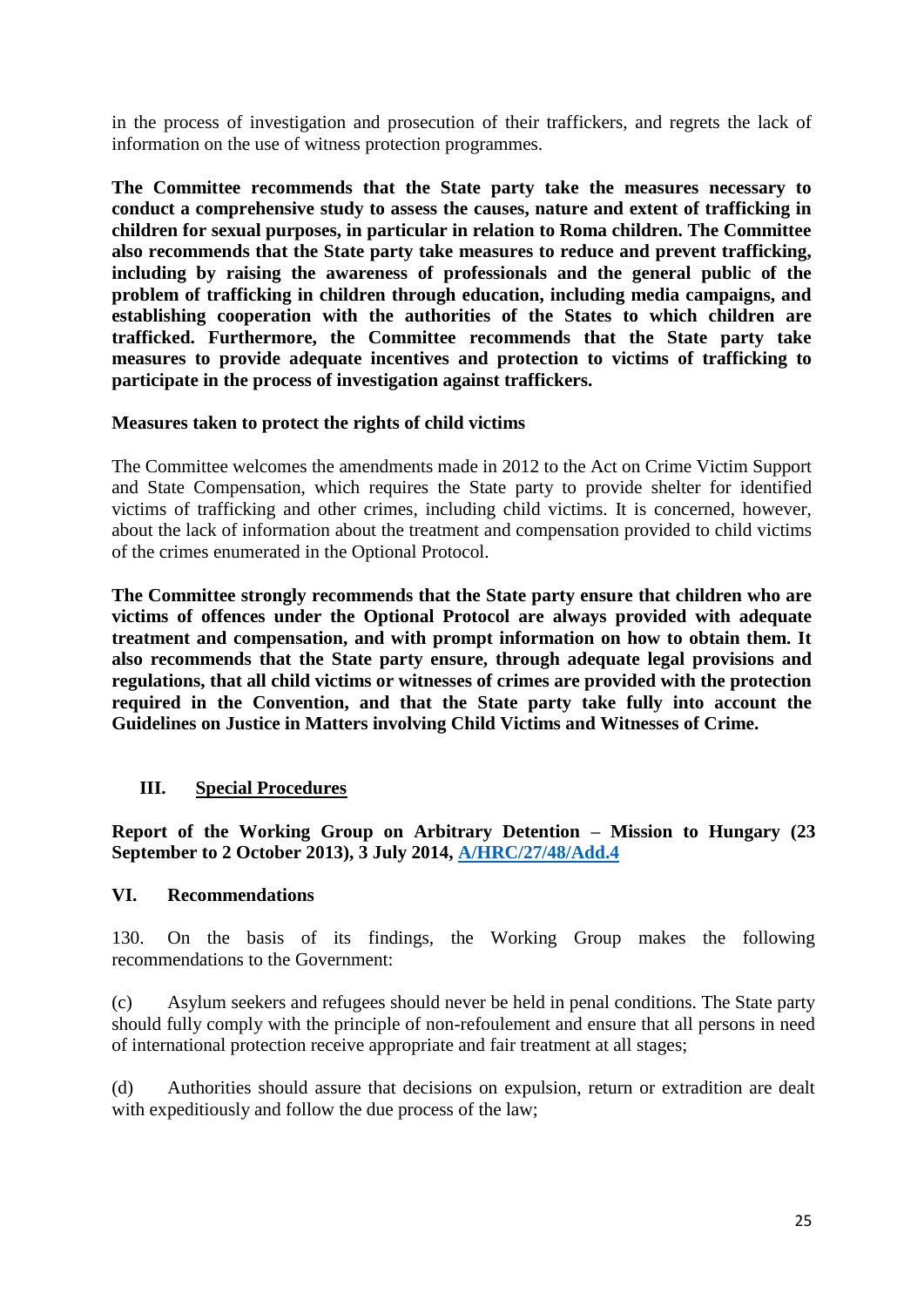in the process of investigation and prosecution of their traffickers, and regrets the lack of information on the use of witness protection programmes.

**The Committee recommends that the State party take the measures necessary to conduct a comprehensive study to assess the causes, nature and extent of trafficking in children for sexual purposes, in particular in relation to Roma children. The Committee also recommends that the State party take measures to reduce and prevent trafficking, including by raising the awareness of professionals and the general public of the problem of trafficking in children through education, including media campaigns, and establishing cooperation with the authorities of the States to which children are trafficked. Furthermore, the Committee recommends that the State party take measures to provide adequate incentives and protection to victims of trafficking to participate in the process of investigation against traffickers.**

**Measures taken to protect the rights of child victims**

The Committee welcomes the amendments made in 2012 to the Act on Crime Victim Support and State Compensation, which requires the State party to provide shelter for identified victims of trafficking and other crimes, including child victims. It is concerned, however, about the lack of information about the treatment and compensation provided to child victims of the crimes enumerated in the Optional Protocol.

**The Committee strongly recommends that the State party ensure that children who are victims of offences under the Optional Protocol are always provided with adequate treatment and compensation, and with prompt information on how to obtain them. It also recommends that the State party ensure, through adequate legal provisions and regulations, that all child victims or witnesses of crimes are provided with the protection required in the Convention, and that the State party take fully into account the Guidelines on Justice in Matters involving Child Victims and Witnesses of Crime.**

## III. Special Procedures

**Report of the Working Group on Arbitrary Detention – Mission to Hungary (23 September to 2 October 2013), 3 July 2014, A/HRC/27/48/Add.4**

**VI. Recommendations**

130. On the basis of its findings, the Working Group makes the following recommendations to the Government:

(c) Asylum seekers and refugees should never be held in penal conditions. The State party should fully comply with the principle of non-refoulement and ensure that all persons in need of international protection receive appropriate and fair treatment at all stages;

(d) Authorities should assure that decisions on expulsion, return or extradition are dealt with expeditiously and follow the due process of the law;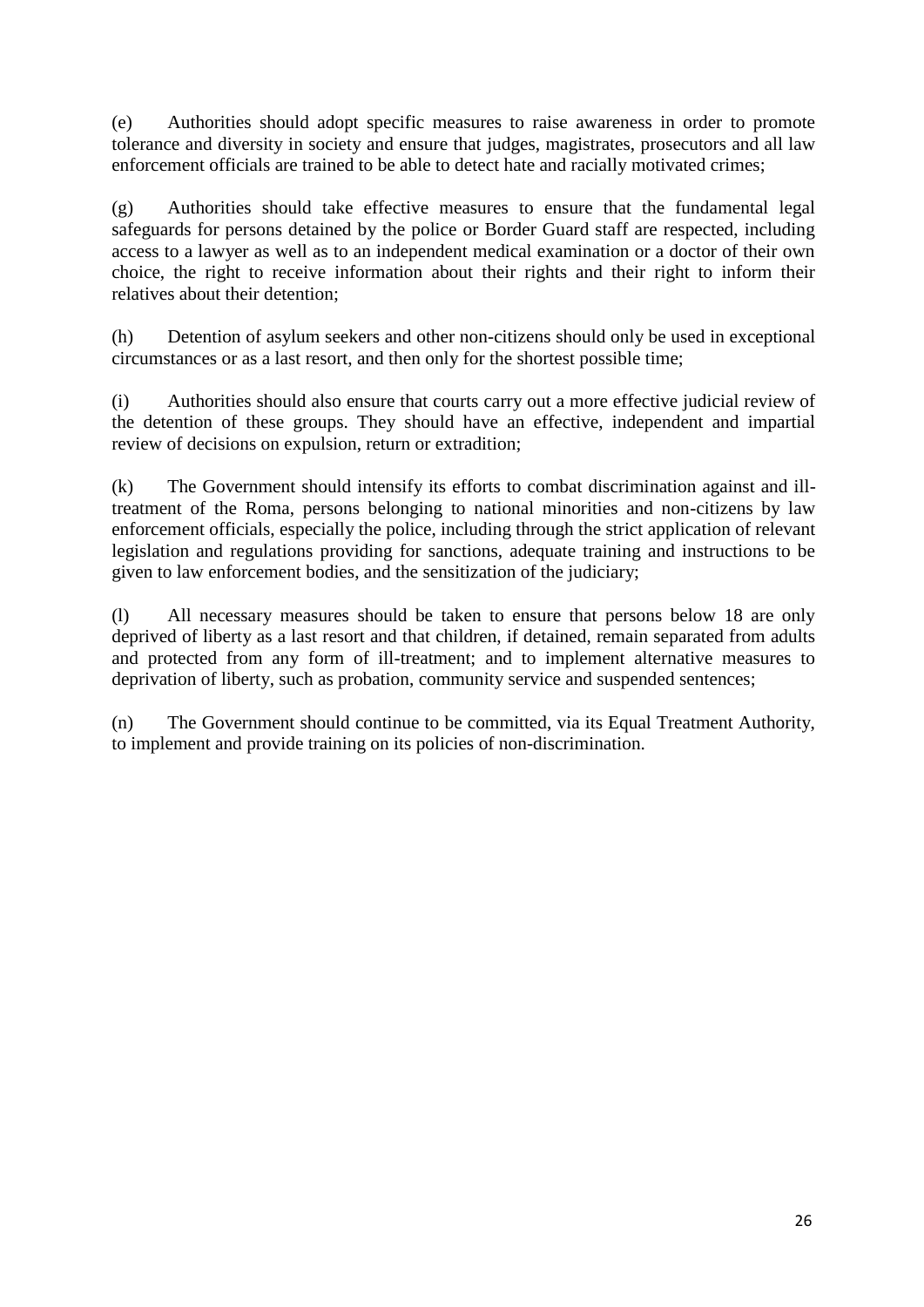(e) Authorities should adopt specific measures to raise awareness in order to promote tolerance and diversity in society and ensure that judges, magistrates, prosecutors and all law enforcement officials are trained to be able to detect hate and racially motivated crimes;

(g) Authorities should take effective measures to ensure that the fundamental legal safeguards for persons detained by the police or Border Guard staff are respected, including access to a lawyer as well as to an independent medical examination or a doctor of their own choice, the right to receive information about their rights and their right to inform their relatives about their detention;

(h) Detention of asylum seekers and other non-citizens should only be used in exceptional circumstances or as a last resort, and then only for the shortest possible time;

(i) Authorities should also ensure that courts carry out a more effective judicial review of the detention of these groups. They should have an effective, independent and impartial review of decisions on expulsion, return or extradition;

(k) The Government should intensify its efforts to combat discrimination against and ill-treatment of the Roma, persons belonging to national minorities and non-citizens by law enforcement officials, especially the police, including through the strict application of relevant legislation and regulations providing for sanctions, adequate training and instructions to be given to law enforcement bodies, and the sensitization of the judiciary;

(l) All necessary measures should be taken to ensure that persons below 18 are only deprived of liberty as a last resort and that children, if detained, remain separated from adults and protected from any form of ill-treatment; and to implement alternative measures to deprivation of liberty, such as probation, community service and suspended sentences;

(n) The Government should continue to be committed, via its Equal Treatment Authority, to implement and provide training on its policies of non-discrimination.